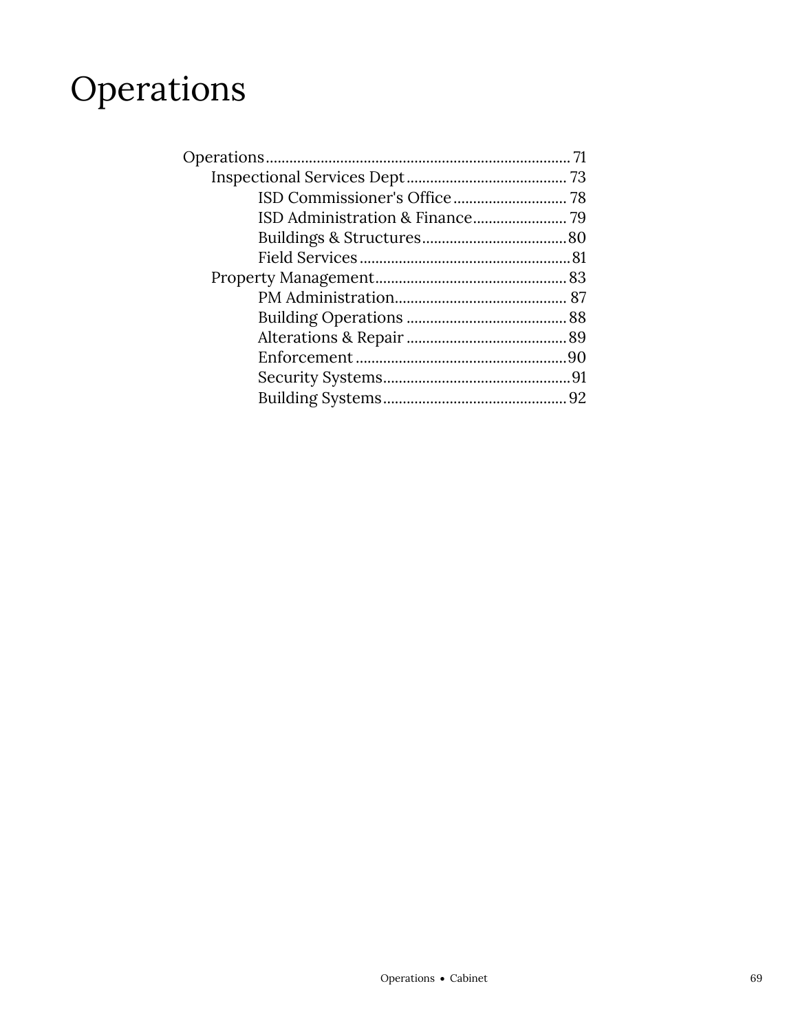# Operations

- Operations .......... 71
  - Inspectional Services Dept .......... 73
    - ISD Commissioner's Office .......... 78
    - ISD Administration & Finance .......... 79
    - Buildings & Structures .......... 80
    - Field Services .......... 81
  - Property Management .......... 83
    - PM Administration .......... 87
    - Building Operations .......... 88
    - Alterations & Repair .......... 89
    - Enforcement .......... 90
    - Security Systems .......... 91
    - Building Systems .......... 92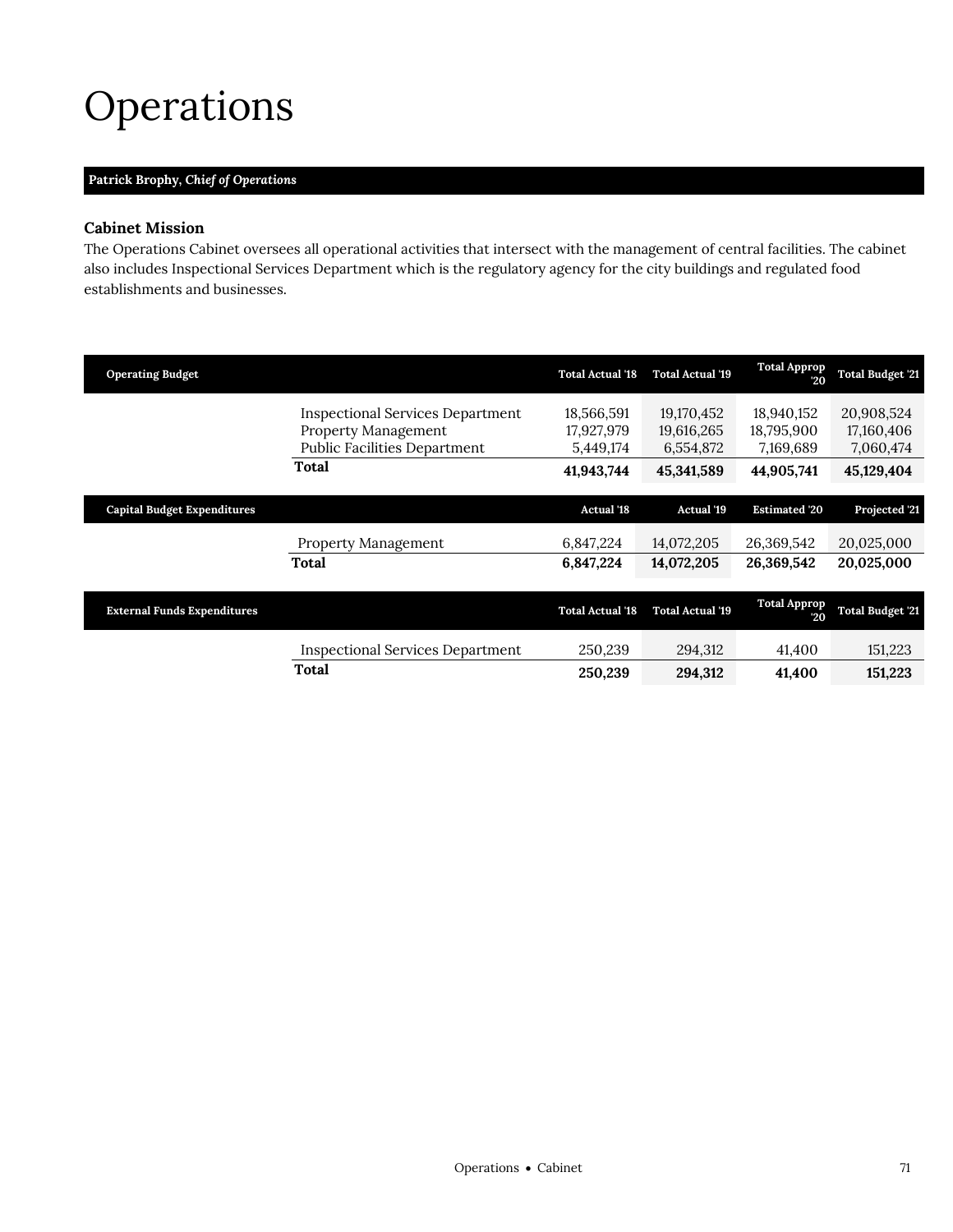# Operations

**Patrick Brophy,** ***Chief of Operations***

### Cabinet Mission

The Operations Cabinet oversees all operational activities that intersect with the management of central facilities. The cabinet also includes Inspectional Services Department which is the regulatory agency for the city buildings and regulated food establishments and businesses.

| Operating Budget | | Total Actual '18 | Total Actual '19 | Total Approp '20 | Total Budget '21 |
|---|---|---|---|---|---|
| | Inspectional Services Department | 18,566,591 | 19,170,452 | 18,940,152 | 20,908,524 |
| | Property Management | 17,927,979 | 19,616,265 | 18,795,900 | 17,160,406 |
| | Public Facilities Department | 5,449,174 | 6,554,872 | 7,169,689 | 7,060,474 |
| | **Total** | **41,943,744** | **45,341,589** | **44,905,741** | **45,129,404** |

| Capital Budget Expenditures | | Actual '18 | Actual '19 | Estimated '20 | Projected '21 |
|---|---|---|---|---|---|
| | Property Management | 6,847,224 | 14,072,205 | 26,369,542 | 20,025,000 |
| | **Total** | **6,847,224** | **14,072,205** | **26,369,542** | **20,025,000** |

| External Funds Expenditures | | Total Actual '18 | Total Actual '19 | Total Approp '20 | Total Budget '21 |
|---|---|---|---|---|---|
| | Inspectional Services Department | 250,239 | 294,312 | 41,400 | 151,223 |
| | **Total** | **250,239** | **294,312** | **41,400** | **151,223** |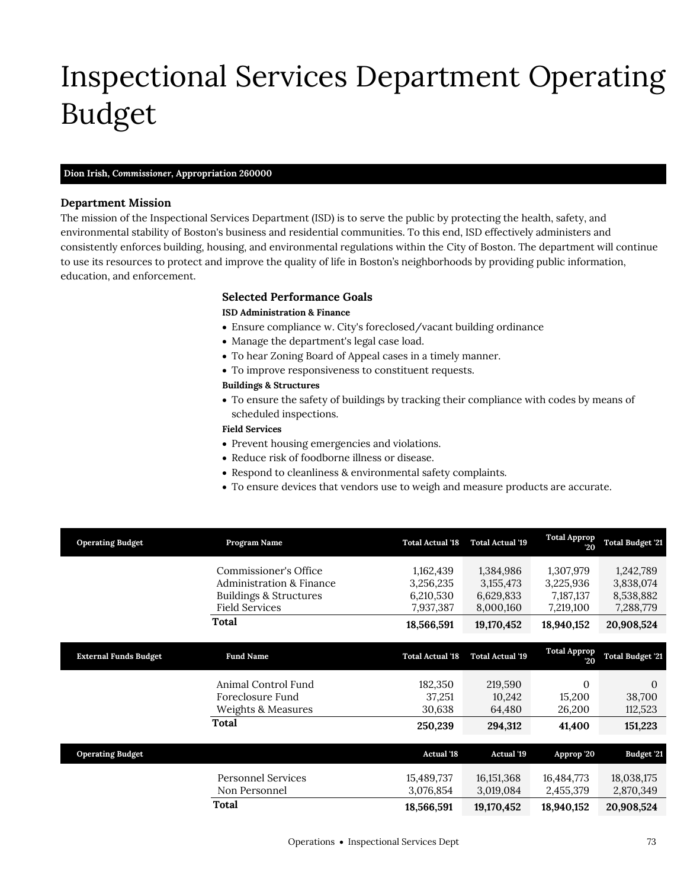# Inspectional Services Department Operating Budget

**Dion Irish, *Commissioner*, Appropriation 260000**

### Department Mission

The mission of the Inspectional Services Department (ISD) is to serve the public by protecting the health, safety, and environmental stability of Boston's business and residential communities. To this end, ISD effectively administers and consistently enforces building, housing, and environmental regulations within the City of Boston. The department will continue to use its resources to protect and improve the quality of life in Boston's neighborhoods by providing public information, education, and enforcement.

### Selected Performance Goals

**ISD Administration & Finance**

- Ensure compliance w. City's foreclosed/vacant building ordinance
- Manage the department's legal case load.
- To hear Zoning Board of Appeal cases in a timely manner.
- To improve responsiveness to constituent requests.

**Buildings & Structures**

- To ensure the safety of buildings by tracking their compliance with codes by means of scheduled inspections.

**Field Services**

- Prevent housing emergencies and violations.
- Reduce risk of foodborne illness or disease.
- Respond to cleanliness & environmental safety complaints.
- To ensure devices that vendors use to weigh and measure products are accurate.

| Operating Budget | Program Name | Total Actual '18 | Total Actual '19 | Total Approp '20 | Total Budget '21 |
|---|---|---|---|---|---|
| | Commissioner's Office | 1,162,439 | 1,384,986 | 1,307,979 | 1,242,789 |
| | Administration & Finance | 3,256,235 | 3,155,473 | 3,225,936 | 3,838,074 |
| | Buildings & Structures | 6,210,530 | 6,629,833 | 7,187,137 | 8,538,882 |
| | Field Services | 7,937,387 | 8,000,160 | 7,219,100 | 7,288,779 |
| | **Total** | **18,566,591** | **19,170,452** | **18,940,152** | **20,908,524** |

| External Funds Budget | Fund Name | Total Actual '18 | Total Actual '19 | Total Approp '20 | Total Budget '21 |
|---|---|---|---|---|---|
| | Animal Control Fund | 182,350 | 219,590 | 0 | 0 |
| | Foreclosure Fund | 37,251 | 10,242 | 15,200 | 38,700 |
| | Weights & Measures | 30,638 | 64,480 | 26,200 | 112,523 |
| | **Total** | **250,239** | **294,312** | **41,400** | **151,223** |

| Operating Budget | | Actual '18 | Actual '19 | Approp '20 | Budget '21 |
|---|---|---|---|---|---|
| | Personnel Services | 15,489,737 | 16,151,368 | 16,484,773 | 18,038,175 |
| | Non Personnel | 3,076,854 | 3,019,084 | 2,455,379 | 2,870,349 |
| | **Total** | **18,566,591** | **19,170,452** | **18,940,152** | **20,908,524** |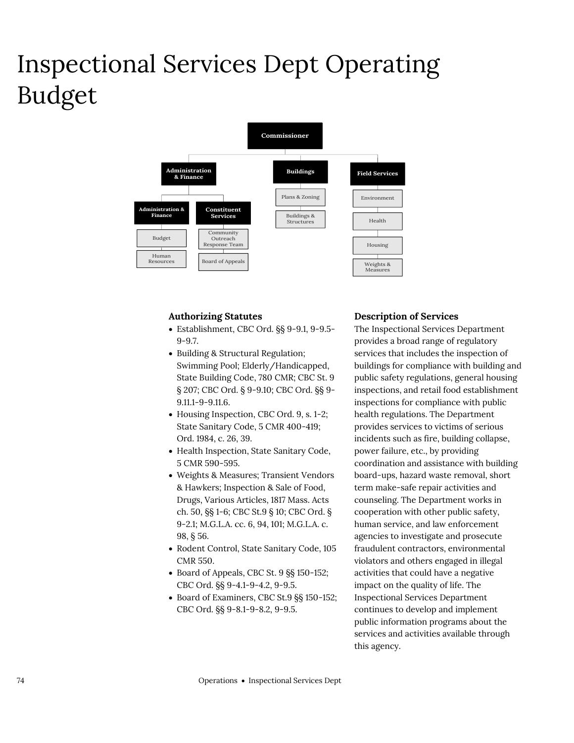# Inspectional Services Dept Operating Budget

- Commissioner
  - Administration & Finance
    - Administration & Finance
      - Budget
      - Human Resources
    - Constituent Services
      - Community Outreach Response Team
      - Board of Appeals
  - Buildings
    - Plans & Zoning
    - Buildings & Structures
  - Field Services
    - Environment
    - Health
    - Housing
    - Weights & Measures

### Authorizing Statutes

- Establishment, CBC Ord. §§ 9-9.1, 9-9.5-9-9.7.
- Building & Structural Regulation; Swimming Pool; Elderly/Handicapped, State Building Code, 780 CMR; CBC St. 9 § 207; CBC Ord. § 9-9.10; CBC Ord. §§ 9-9.11.1-9-9.11.6.
- Housing Inspection, CBC Ord. 9, s. 1-2; State Sanitary Code, 5 CMR 400-419; Ord. 1984, c. 26, 39.
- Health Inspection, State Sanitary Code, 5 CMR 590-595.
- Weights & Measures; Transient Vendors & Hawkers; Inspection & Sale of Food, Drugs, Various Articles, 1817 Mass. Acts ch. 50, §§ 1-6; CBC St.9 § 10; CBC Ord. § 9-2.1; M.G.L.A. cc. 6, 94, 101; M.G.L.A. c. 98, § 56.
- Rodent Control, State Sanitary Code, 105 CMR 550.
- Board of Appeals, CBC St. 9 §§ 150-152; CBC Ord. §§ 9-4.1-9-4.2, 9-9.5.
- Board of Examiners, CBC St.9 §§ 150-152; CBC Ord. §§ 9-8.1-9-8.2, 9-9.5.

### Description of Services

The Inspectional Services Department provides a broad range of regulatory services that includes the inspection of buildings for compliance with building and public safety regulations, general housing inspections, and retail food establishment inspections for compliance with public health regulations. The Department provides services to victims of serious incidents such as fire, building collapse, power failure, etc., by providing coordination and assistance with building board-ups, hazard waste removal, short term make-safe repair activities and counseling. The Department works in cooperation with other public safety, human service, and law enforcement agencies to investigate and prosecute fraudulent contractors, environmental violators and others engaged in illegal activities that could have a negative impact on the quality of life. The Inspectional Services Department continues to develop and implement public information programs about the services and activities available through this agency.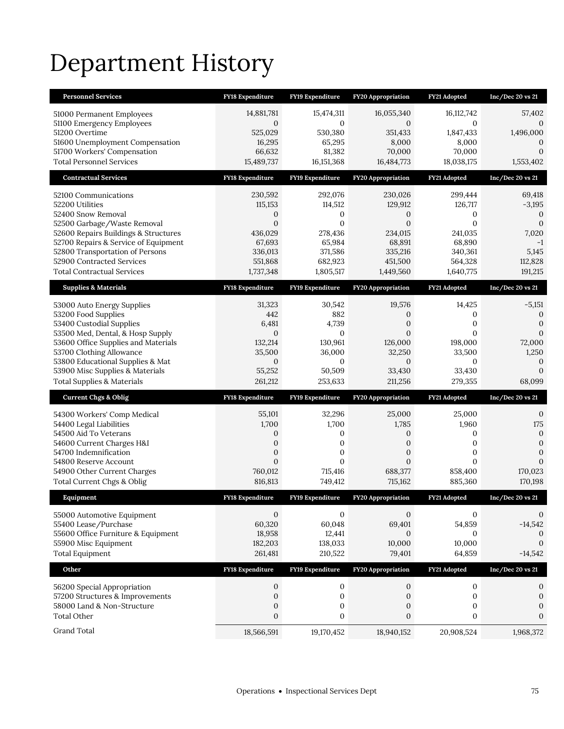# Department History

| Personnel Services | FY18 Expenditure | FY19 Expenditure | FY20 Appropriation | FY21 Adopted | Inc/Dec 20 vs 21 |
|---|---|---|---|---|---|
| 51000 Permanent Employees | 14,881,781 | 15,474,311 | 16,055,340 | 16,112,742 | 57,402 |
| 51100 Emergency Employees | 0 | 0 | 0 | 0 | 0 |
| 51200 Overtime | 525,029 | 530,380 | 351,433 | 1,847,433 | 1,496,000 |
| 51600 Unemployment Compensation | 16,295 | 65,295 | 8,000 | 8,000 | 0 |
| 51700 Workers' Compensation | 66,632 | 81,382 | 70,000 | 70,000 | 0 |
| Total Personnel Services | 15,489,737 | 16,151,368 | 16,484,773 | 18,038,175 | 1,553,402 |

| Contractual Services | FY18 Expenditure | FY19 Expenditure | FY20 Appropriation | FY21 Adopted | Inc/Dec 20 vs 21 |
|---|---|---|---|---|---|
| 52100 Communications | 230,592 | 292,076 | 230,026 | 299,444 | 69,418 |
| 52200 Utilities | 115,153 | 114,512 | 129,912 | 126,717 | -3,195 |
| 52400 Snow Removal | 0 | 0 | 0 | 0 | 0 |
| 52500 Garbage/Waste Removal | 0 | 0 | 0 | 0 | 0 |
| 52600 Repairs Buildings & Structures | 436,029 | 278,436 | 234,015 | 241,035 | 7,020 |
| 52700 Repairs & Service of Equipment | 67,693 | 65,984 | 68,891 | 68,890 | -1 |
| 52800 Transportation of Persons | 336,013 | 371,586 | 335,216 | 340,361 | 5,145 |
| 52900 Contracted Services | 551,868 | 682,923 | 451,500 | 564,328 | 112,828 |
| Total Contractual Services | 1,737,348 | 1,805,517 | 1,449,560 | 1,640,775 | 191,215 |

| Supplies & Materials | FY18 Expenditure | FY19 Expenditure | FY20 Appropriation | FY21 Adopted | Inc/Dec 20 vs 21 |
|---|---|---|---|---|---|
| 53000 Auto Energy Supplies | 31,323 | 30,542 | 19,576 | 14,425 | -5,151 |
| 53200 Food Supplies | 442 | 882 | 0 | 0 | 0 |
| 53400 Custodial Supplies | 6,481 | 4,739 | 0 | 0 | 0 |
| 53500 Med, Dental, & Hosp Supply | 0 | 0 | 0 | 0 | 0 |
| 53600 Office Supplies and Materials | 132,214 | 130,961 | 126,000 | 198,000 | 72,000 |
| 53700 Clothing Allowance | 35,500 | 36,000 | 32,250 | 33,500 | 1,250 |
| 53800 Educational Supplies & Mat | 0 | 0 | 0 | 0 | 0 |
| 53900 Misc Supplies & Materials | 55,252 | 50,509 | 33,430 | 33,430 | 0 |
| Total Supplies & Materials | 261,212 | 253,633 | 211,256 | 279,355 | 68,099 |

| Current Chgs & Oblig | FY18 Expenditure | FY19 Expenditure | FY20 Appropriation | FY21 Adopted | Inc/Dec 20 vs 21 |
|---|---|---|---|---|---|
| 54300 Workers' Comp Medical | 55,101 | 32,296 | 25,000 | 25,000 | 0 |
| 54400 Legal Liabilities | 1,700 | 1,700 | 1,785 | 1,960 | 175 |
| 54500 Aid To Veterans | 0 | 0 | 0 | 0 | 0 |
| 54600 Current Charges H&I | 0 | 0 | 0 | 0 | 0 |
| 54700 Indemnification | 0 | 0 | 0 | 0 | 0 |
| 54800 Reserve Account | 0 | 0 | 0 | 0 | 0 |
| 54900 Other Current Charges | 760,012 | 715,416 | 688,377 | 858,400 | 170,023 |
| Total Current Chgs & Oblig | 816,813 | 749,412 | 715,162 | 885,360 | 170,198 |

| Equipment | FY18 Expenditure | FY19 Expenditure | FY20 Appropriation | FY21 Adopted | Inc/Dec 20 vs 21 |
|---|---|---|---|---|---|
| 55000 Automotive Equipment | 0 | 0 | 0 | 0 | 0 |
| 55400 Lease/Purchase | 60,320 | 60,048 | 69,401 | 54,859 | -14,542 |
| 55600 Office Furniture & Equipment | 18,958 | 12,441 | 0 | 0 | 0 |
| 55900 Misc Equipment | 182,203 | 138,033 | 10,000 | 10,000 | 0 |
| Total Equipment | 261,481 | 210,522 | 79,401 | 64,859 | -14,542 |

| Other | FY18 Expenditure | FY19 Expenditure | FY20 Appropriation | FY21 Adopted | Inc/Dec 20 vs 21 |
|---|---|---|---|---|---|
| 56200 Special Appropriation | 0 | 0 | 0 | 0 | 0 |
| 57200 Structures & Improvements | 0 | 0 | 0 | 0 | 0 |
| 58000 Land & Non-Structure | 0 | 0 | 0 | 0 | 0 |
| Total Other | 0 | 0 | 0 | 0 | 0 |
| Grand Total | 18,566,591 | 19,170,452 | 18,940,152 | 20,908,524 | 1,968,372 |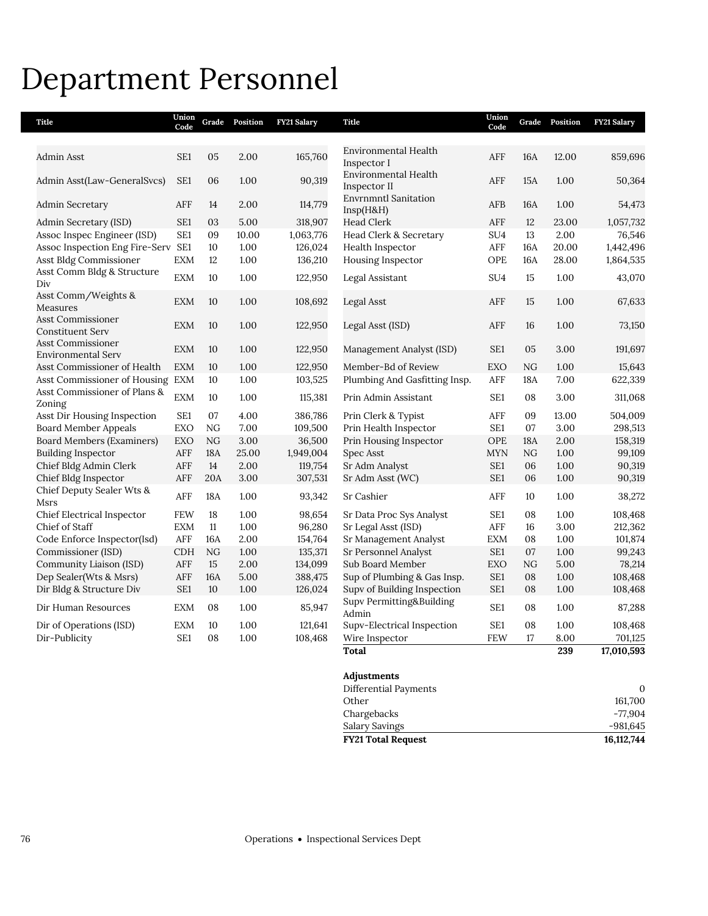# Department Personnel

| Title | Union Code | Grade | Position | FY21 Salary |
|---|---|---|---|---|
| Admin Asst | SE1 | 05 | 2.00 | 165,760 |
| Admin Asst(Law-GeneralSvcs) | SE1 | 06 | 1.00 | 90,319 |
| Admin Secretary | AFF | 14 | 2.00 | 114,779 |
| Admin Secretary (ISD) | SE1 | 03 | 5.00 | 318,907 |
| Assoc Inspec Engineer (ISD) | SE1 | 09 | 10.00 | 1,063,776 |
| Assoc Inspection Eng Fire-Serv | SE1 | 10 | 1.00 | 126,024 |
| Asst Bldg Commissioner | EXM | 12 | 1.00 | 136,210 |
| Asst Comm Bldg & Structure Div | EXM | 10 | 1.00 | 122,950 |
| Asst Comm/Weights & Measures | EXM | 10 | 1.00 | 108,692 |
| Asst Commissioner Constituent Serv | EXM | 10 | 1.00 | 122,950 |
| Asst Commissioner Environmental Serv | EXM | 10 | 1.00 | 122,950 |
| Asst Commissioner of Health | EXM | 10 | 1.00 | 122,950 |
| Asst Commissioner of Housing | EXM | 10 | 1.00 | 103,525 |
| Asst Commissioner of Plans & Zoning | EXM | 10 | 1.00 | 115,381 |
| Asst Dir Housing Inspection | SE1 | 07 | 4.00 | 386,786 |
| Board Member Appeals | EXO | NG | 7.00 | 109,500 |
| Board Members (Examiners) | EXO | NG | 3.00 | 36,500 |
| Building Inspector | AFF | 18A | 25.00 | 1,949,004 |
| Chief Bldg Admin Clerk | AFF | 14 | 2.00 | 119,754 |
| Chief Bldg Inspector | AFF | 20A | 3.00 | 307,531 |
| Chief Deputy Sealer Wts & Msrs | AFF | 18A | 1.00 | 93,342 |
| Chief Electrical Inspector | FEW | 18 | 1.00 | 98,654 |
| Chief of Staff | EXM | 11 | 1.00 | 96,280 |
| Code Enforce Inspector(Isd) | AFF | 16A | 2.00 | 154,764 |
| Commissioner (ISD) | CDH | NG | 1.00 | 135,371 |
| Community Liaison (ISD) | AFF | 15 | 2.00 | 134,099 |
| Dep Sealer(Wts & Msrs) | AFF | 16A | 5.00 | 388,475 |
| Dir Bldg & Structure Div | SE1 | 10 | 1.00 | 126,024 |
| Dir Human Resources | EXM | 08 | 1.00 | 85,947 |
| Dir of Operations (ISD) | EXM | 10 | 1.00 | 121,641 |
| Dir-Publicity | SE1 | 08 | 1.00 | 108,468 |
| Environmental Health Inspector I | AFF | 16A | 12.00 | 859,696 |
| Environmental Health Inspector II | AFF | 15A | 1.00 | 50,364 |
| Envrnmntl Sanitation Insp(H&H) | AFB | 16A | 1.00 | 54,473 |
| Head Clerk | AFF | 12 | 23.00 | 1,057,732 |
| Head Clerk & Secretary | SU4 | 13 | 2.00 | 76,546 |
| Health Inspector | AFF | 16A | 20.00 | 1,442,496 |
| Housing Inspector | OPE | 16A | 28.00 | 1,864,535 |
| Legal Assistant | SU4 | 15 | 1.00 | 43,070 |
| Legal Asst | AFF | 15 | 1.00 | 67,633 |
| Legal Asst (ISD) | AFF | 16 | 1.00 | 73,150 |
| Management Analyst (ISD) | SE1 | 05 | 3.00 | 191,697 |
| Member-Bd of Review | EXO | NG | 1.00 | 15,643 |
| Plumbing And Gasfitting Insp. | AFF | 18A | 7.00 | 622,339 |
| Prin Admin Assistant | SE1 | 08 | 3.00 | 311,068 |
| Prin Clerk & Typist | AFF | 09 | 13.00 | 504,009 |
| Prin Health Inspector | SE1 | 07 | 3.00 | 298,513 |
| Prin Housing Inspector | OPE | 18A | 2.00 | 158,319 |
| Spec Asst | MYN | NG | 1.00 | 99,109 |
| Sr Adm Analyst | SE1 | 06 | 1.00 | 90,319 |
| Sr Adm Asst (WC) | SE1 | 06 | 1.00 | 90,319 |
| Sr Cashier | AFF | 10 | 1.00 | 38,272 |
| Sr Data Proc Sys Analyst | SE1 | 08 | 1.00 | 108,468 |
| Sr Legal Asst (ISD) | AFF | 16 | 3.00 | 212,362 |
| Sr Management Analyst | EXM | 08 | 1.00 | 101,874 |
| Sr Personnel Analyst | SE1 | 07 | 1.00 | 99,243 |
| Sub Board Member | EXO | NG | 5.00 | 78,214 |
| Sup of Plumbing & Gas Insp. | SE1 | 08 | 1.00 | 108,468 |
| Supv of Building Inspection | SE1 | 08 | 1.00 | 108,468 |
| Supv Permitting&Building Admin | SE1 | 08 | 1.00 | 87,288 |
| Supv-Electrical Inspection | SE1 | 08 | 1.00 | 108,468 |
| Wire Inspector | FEW | 17 | 8.00 | 701,125 |
| **Total** | | | **239** | **17,010,593** |

| Adjustments | |
|---|---|
| Differential Payments | 0 |
| Other | 161,700 |
| Chargebacks | -77,904 |
| Salary Savings | -981,645 |
| **FY21 Total Request** | **16,112,744** |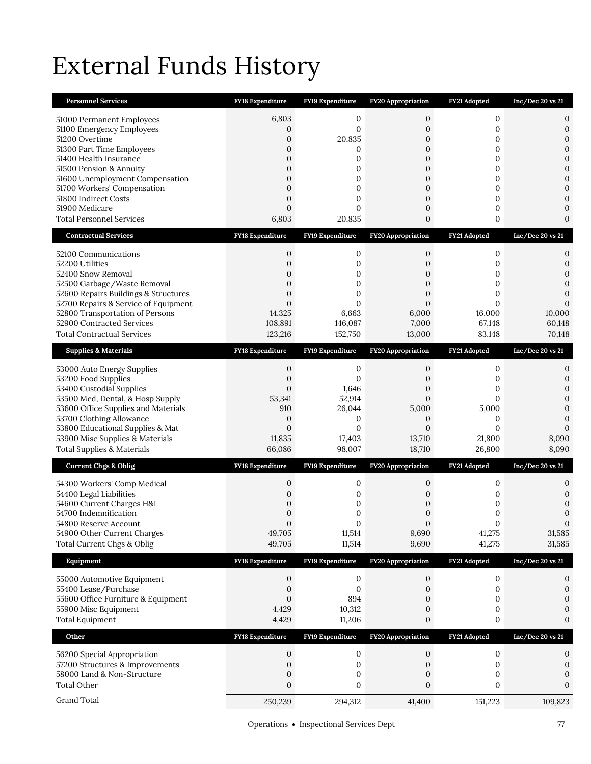# External Funds History

| Personnel Services | FY18 Expenditure | FY19 Expenditure | FY20 Appropriation | FY21 Adopted | Inc/Dec 20 vs 21 |
|---|---|---|---|---|---|
| 51000 Permanent Employees | 6,803 | 0 | 0 | 0 | 0 |
| 51100 Emergency Employees | 0 | 0 | 0 | 0 | 0 |
| 51200 Overtime | 0 | 20,835 | 0 | 0 | 0 |
| 51300 Part Time Employees | 0 | 0 | 0 | 0 | 0 |
| 51400 Health Insurance | 0 | 0 | 0 | 0 | 0 |
| 51500 Pension & Annuity | 0 | 0 | 0 | 0 | 0 |
| 51600 Unemployment Compensation | 0 | 0 | 0 | 0 | 0 |
| 51700 Workers' Compensation | 0 | 0 | 0 | 0 | 0 |
| 51800 Indirect Costs | 0 | 0 | 0 | 0 | 0 |
| 51900 Medicare | 0 | 0 | 0 | 0 | 0 |
| Total Personnel Services | 6,803 | 20,835 | 0 | 0 | 0 |

| Contractual Services | FY18 Expenditure | FY19 Expenditure | FY20 Appropriation | FY21 Adopted | Inc/Dec 20 vs 21 |
|---|---|---|---|---|---|
| 52100 Communications | 0 | 0 | 0 | 0 | 0 |
| 52200 Utilities | 0 | 0 | 0 | 0 | 0 |
| 52400 Snow Removal | 0 | 0 | 0 | 0 | 0 |
| 52500 Garbage/Waste Removal | 0 | 0 | 0 | 0 | 0 |
| 52600 Repairs Buildings & Structures | 0 | 0 | 0 | 0 | 0 |
| 52700 Repairs & Service of Equipment | 0 | 0 | 0 | 0 | 0 |
| 52800 Transportation of Persons | 14,325 | 6,663 | 6,000 | 16,000 | 10,000 |
| 52900 Contracted Services | 108,891 | 146,087 | 7,000 | 67,148 | 60,148 |
| Total Contractual Services | 123,216 | 152,750 | 13,000 | 83,148 | 70,148 |

| Supplies & Materials | FY18 Expenditure | FY19 Expenditure | FY20 Appropriation | FY21 Adopted | Inc/Dec 20 vs 21 |
|---|---|---|---|---|---|
| 53000 Auto Energy Supplies | 0 | 0 | 0 | 0 | 0 |
| 53200 Food Supplies | 0 | 0 | 0 | 0 | 0 |
| 53400 Custodial Supplies | 0 | 1,646 | 0 | 0 | 0 |
| 53500 Med, Dental, & Hosp Supply | 53,341 | 52,914 | 0 | 0 | 0 |
| 53600 Office Supplies and Materials | 910 | 26,044 | 5,000 | 5,000 | 0 |
| 53700 Clothing Allowance | 0 | 0 | 0 | 0 | 0 |
| 53800 Educational Supplies & Mat | 0 | 0 | 0 | 0 | 0 |
| 53900 Misc Supplies & Materials | 11,835 | 17,403 | 13,710 | 21,800 | 8,090 |
| Total Supplies & Materials | 66,086 | 98,007 | 18,710 | 26,800 | 8,090 |

| Current Chgs & Oblig | FY18 Expenditure | FY19 Expenditure | FY20 Appropriation | FY21 Adopted | Inc/Dec 20 vs 21 |
|---|---|---|---|---|---|
| 54300 Workers' Comp Medical | 0 | 0 | 0 | 0 | 0 |
| 54400 Legal Liabilities | 0 | 0 | 0 | 0 | 0 |
| 54600 Current Charges H&I | 0 | 0 | 0 | 0 | 0 |
| 54700 Indemnification | 0 | 0 | 0 | 0 | 0 |
| 54800 Reserve Account | 0 | 0 | 0 | 0 | 0 |
| 54900 Other Current Charges | 49,705 | 11,514 | 9,690 | 41,275 | 31,585 |
| Total Current Chgs & Oblig | 49,705 | 11,514 | 9,690 | 41,275 | 31,585 |

| Equipment | FY18 Expenditure | FY19 Expenditure | FY20 Appropriation | FY21 Adopted | Inc/Dec 20 vs 21 |
|---|---|---|---|---|---|
| 55000 Automotive Equipment | 0 | 0 | 0 | 0 | 0 |
| 55400 Lease/Purchase | 0 | 0 | 0 | 0 | 0 |
| 55600 Office Furniture & Equipment | 0 | 894 | 0 | 0 | 0 |
| 55900 Misc Equipment | 4,429 | 10,312 | 0 | 0 | 0 |
| Total Equipment | 4,429 | 11,206 | 0 | 0 | 0 |

| Other | FY18 Expenditure | FY19 Expenditure | FY20 Appropriation | FY21 Adopted | Inc/Dec 20 vs 21 |
|---|---|---|---|---|---|
| 56200 Special Appropriation | 0 | 0 | 0 | 0 | 0 |
| 57200 Structures & Improvements | 0 | 0 | 0 | 0 | 0 |
| 58000 Land & Non-Structure | 0 | 0 | 0 | 0 | 0 |
| Total Other | 0 | 0 | 0 | 0 | 0 |
| Grand Total | 250,239 | 294,312 | 41,400 | 151,223 | 109,823 |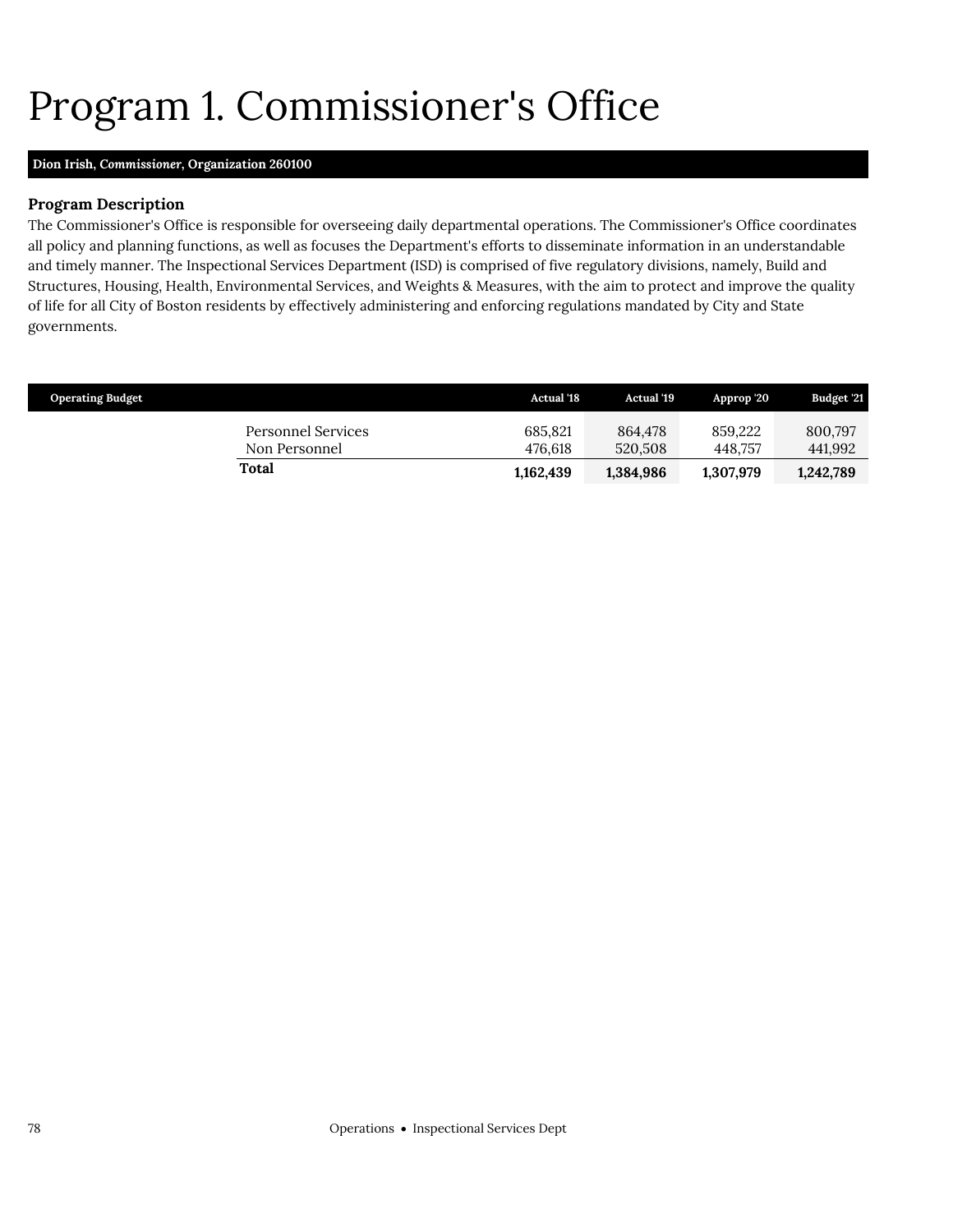# Program 1. Commissioner's Office

**Dion Irish, *Commissioner*, Organization 260100**

### Program Description

The Commissioner's Office is responsible for overseeing daily departmental operations. The Commissioner's Office coordinates all policy and planning functions, as well as focuses the Department's efforts to disseminate information in an understandable and timely manner. The Inspectional Services Department (ISD) is comprised of five regulatory divisions, namely, Build and Structures, Housing, Health, Environmental Services, and Weights & Measures, with the aim to protect and improve the quality of life for all City of Boston residents by effectively administering and enforcing regulations mandated by City and State governments.

| Operating Budget | Actual '18 | Actual '19 | Approp '20 | Budget '21 |
|---|---|---|---|---|
| Personnel Services | 685,821 | 864,478 | 859,222 | 800,797 |
| Non Personnel | 476,618 | 520,508 | 448,757 | 441,992 |
| **Total** | **1,162,439** | **1,384,986** | **1,307,979** | **1,242,789** |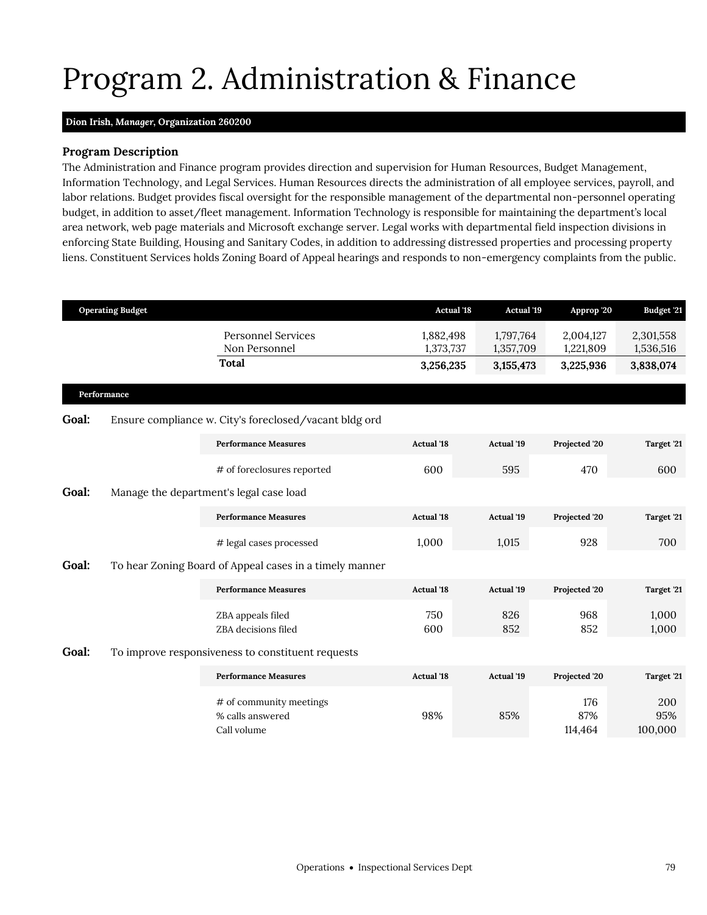# Program 2. Administration & Finance

**Dion Irish, *Manager*, Organization 260200**

### Program Description

The Administration and Finance program provides direction and supervision for Human Resources, Budget Management, Information Technology, and Legal Services. Human Resources directs the administration of all employee services, payroll, and labor relations. Budget provides fiscal oversight for the responsible management of the departmental non-personnel operating budget, in addition to asset/fleet management. Information Technology is responsible for maintaining the department's local area network, web page materials and Microsoft exchange server. Legal works with departmental field inspection divisions in enforcing State Building, Housing and Sanitary Codes, in addition to addressing distressed properties and processing property liens. Constituent Services holds Zoning Board of Appeal hearings and responds to non-emergency complaints from the public.

| Operating Budget | Actual '18 | Actual '19 | Approp '20 | Budget '21 |
|---|---|---|---|---|
| Personnel Services | 1,882,498 | 1,797,764 | 2,004,127 | 2,301,558 |
| Non Personnel | 1,373,737 | 1,357,709 | 1,221,809 | 1,536,516 |
| **Total** | **3,256,235** | **3,155,473** | **3,225,936** | **3,838,074** |

**Performance**

**Goal:** Ensure compliance w. City's foreclosed/vacant bldg ord

| Performance Measures | Actual '18 | Actual '19 | Projected '20 | Target '21 |
|---|---|---|---|---|
| # of foreclosures reported | 600 | 595 | 470 | 600 |

**Goal:** Manage the department's legal case load

| Performance Measures | Actual '18 | Actual '19 | Projected '20 | Target '21 |
|---|---|---|---|---|
| # legal cases processed | 1,000 | 1,015 | 928 | 700 |

**Goal:** To hear Zoning Board of Appeal cases in a timely manner

| Performance Measures | Actual '18 | Actual '19 | Projected '20 | Target '21 |
|---|---|---|---|---|
| ZBA appeals filed | 750 | 826 | 968 | 1,000 |
| ZBA decisions filed | 600 | 852 | 852 | 1,000 |

**Goal:** To improve responsiveness to constituent requests

| Performance Measures | Actual '18 | Actual '19 | Projected '20 | Target '21 |
|---|---|---|---|---|
| # of community meetings | | | 176 | 200 |
| % calls answered | 98% | 85% | 87% | 95% |
| Call volume | | | 114,464 | 100,000 |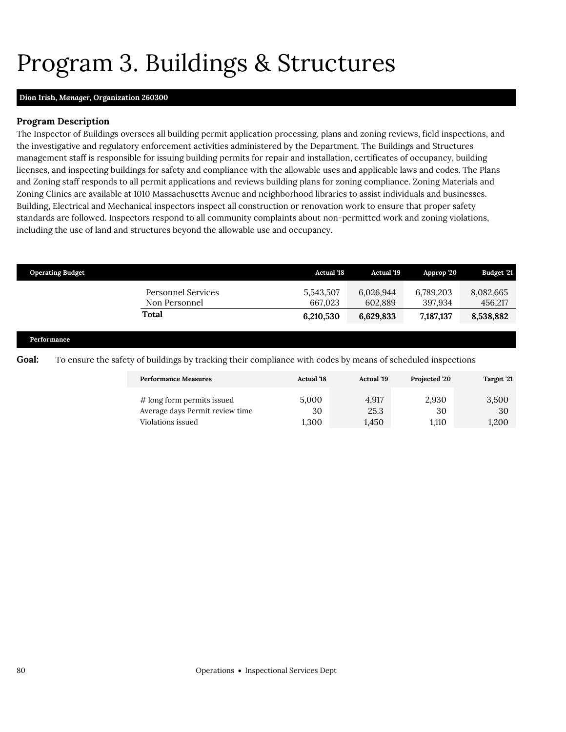# Program 3. Buildings & Structures

**Dion Irish, *Manager*, Organization 260300**

### Program Description

The Inspector of Buildings oversees all building permit application processing, plans and zoning reviews, field inspections, and the investigative and regulatory enforcement activities administered by the Department. The Buildings and Structures management staff is responsible for issuing building permits for repair and installation, certificates of occupancy, building licenses, and inspecting buildings for safety and compliance with the allowable uses and applicable laws and codes. The Plans and Zoning staff responds to all permit applications and reviews building plans for zoning compliance. Zoning Materials and Zoning Clinics are available at 1010 Massachusetts Avenue and neighborhood libraries to assist individuals and businesses. Building, Electrical and Mechanical inspectors inspect all construction or renovation work to ensure that proper safety standards are followed. Inspectors respond to all community complaints about non-permitted work and zoning violations, including the use of land and structures beyond the allowable use and occupancy.

| Operating Budget | Actual '18 | Actual '19 | Approp '20 | Budget '21 |
|---|---|---|---|---|
| Personnel Services | 5,543,507 | 6,026,944 | 6,789,203 | 8,082,665 |
| Non Personnel | 667,023 | 602,889 | 397,934 | 456,217 |
| **Total** | **6,210,530** | **6,629,833** | **7,187,137** | **8,538,882** |

### Performance

**Goal:** To ensure the safety of buildings by tracking their compliance with codes by means of scheduled inspections

| Performance Measures | Actual '18 | Actual '19 | Projected '20 | Target '21 |
|---|---|---|---|---|
| # long form permits issued | 5,000 | 4,917 | 2,930 | 3,500 |
| Average days Permit review time | 30 | 25.3 | 30 | 30 |
| Violations issued | 1,300 | 1,450 | 1,110 | 1,200 |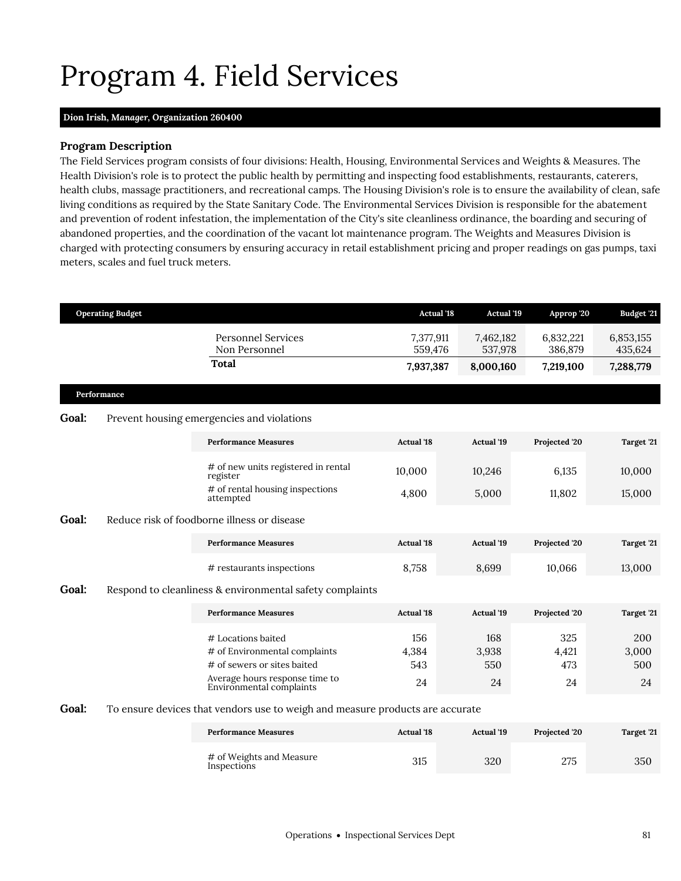# Program 4. Field Services

**Dion Irish, *Manager*, Organization 260400**

### Program Description

The Field Services program consists of four divisions: Health, Housing, Environmental Services and Weights & Measures. The Health Division's role is to protect the public health by permitting and inspecting food establishments, restaurants, caterers, health clubs, massage practitioners, and recreational camps. The Housing Division's role is to ensure the availability of clean, safe living conditions as required by the State Sanitary Code. The Environmental Services Division is responsible for the abatement and prevention of rodent infestation, the implementation of the City's site cleanliness ordinance, the boarding and securing of abandoned properties, and the coordination of the vacant lot maintenance program. The Weights and Measures Division is charged with protecting consumers by ensuring accuracy in retail establishment pricing and proper readings on gas pumps, taxi meters, scales and fuel truck meters.

| Operating Budget | Actual '18 | Actual '19 | Approp '20 | Budget '21 |
|---|---|---|---|---|
| Personnel Services | 7,377,911 | 7,462,182 | 6,832,221 | 6,853,155 |
| Non Personnel | 559,476 | 537,978 | 386,879 | 435,624 |
| **Total** | **7,937,387** | **8,000,160** | **7,219,100** | **7,288,779** |

### Performance

**Goal:** Prevent housing emergencies and violations

| Performance Measures | Actual '18 | Actual '19 | Projected '20 | Target '21 |
|---|---|---|---|---|
| # of new units registered in rental register | 10,000 | 10,246 | 6,135 | 10,000 |
| # of rental housing inspections attempted | 4,800 | 5,000 | 11,802 | 15,000 |

**Goal:** Reduce risk of foodborne illness or disease

| Performance Measures | Actual '18 | Actual '19 | Projected '20 | Target '21 |
|---|---|---|---|---|
| # restaurants inspections | 8,758 | 8,699 | 10,066 | 13,000 |

**Goal:** Respond to cleanliness & environmental safety complaints

| Performance Measures | Actual '18 | Actual '19 | Projected '20 | Target '21 |
|---|---|---|---|---|
| # Locations baited | 156 | 168 | 325 | 200 |
| # of Environmental complaints | 4,384 | 3,938 | 4,421 | 3,000 |
| # of sewers or sites baited | 543 | 550 | 473 | 500 |
| Average hours response time to Environmental complaints | 24 | 24 | 24 | 24 |

**Goal:** To ensure devices that vendors use to weigh and measure products are accurate

| Performance Measures | Actual '18 | Actual '19 | Projected '20 | Target '21 |
|---|---|---|---|---|
| # of Weights and Measure Inspections | 315 | 320 | 275 | 350 |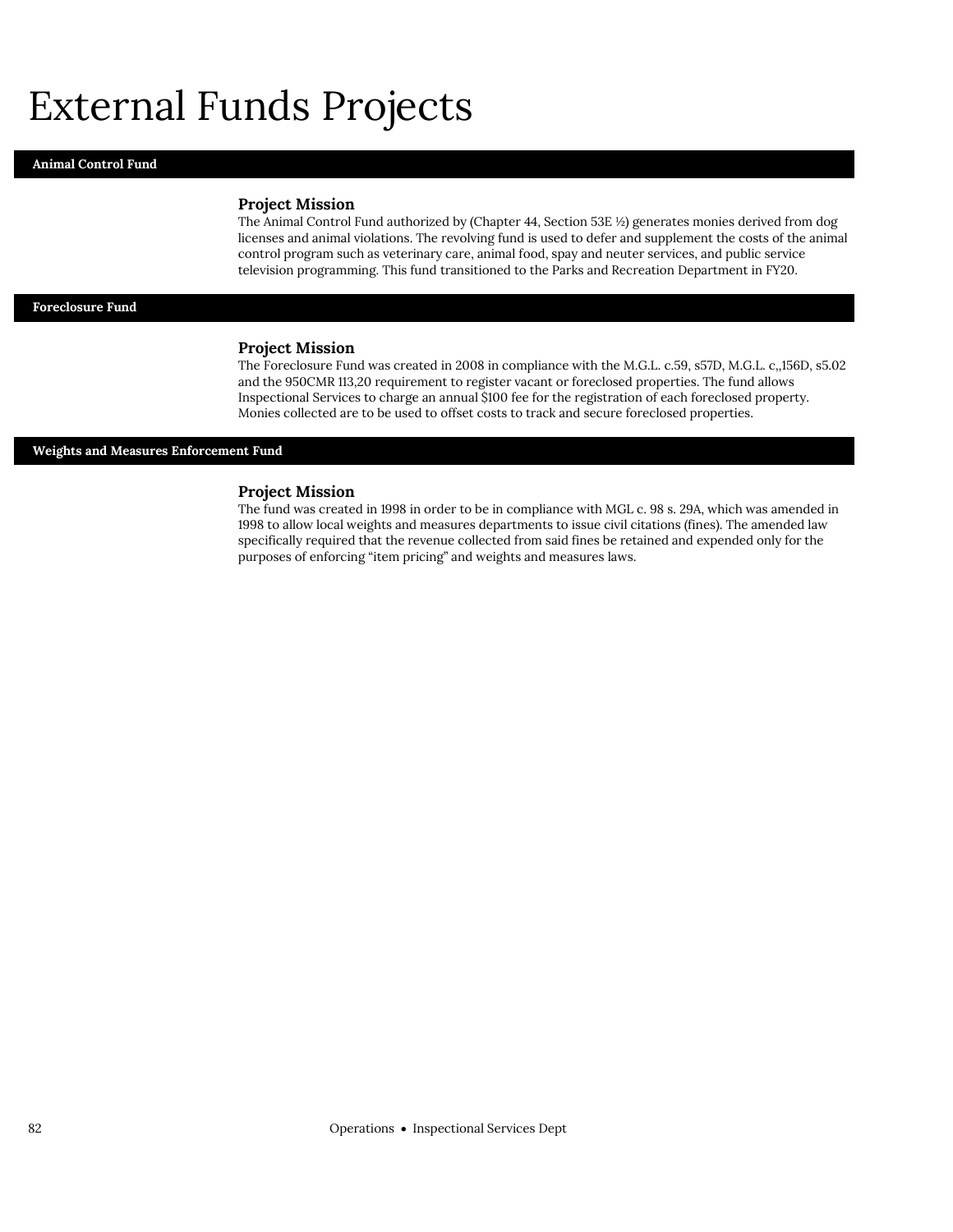# External Funds Projects

## Animal Control Fund

### Project Mission

The Animal Control Fund authorized by (Chapter 44, Section 53E ½) generates monies derived from dog licenses and animal violations. The revolving fund is used to defer and supplement the costs of the animal control program such as veterinary care, animal food, spay and neuter services, and public service television programming. This fund transitioned to the Parks and Recreation Department in FY20.

## Foreclosure Fund

### Project Mission

The Foreclosure Fund was created in 2008 in compliance with the M.G.L. c.59, s57D, M.G.L. c,,156D, s5.02 and the 950CMR 113,20 requirement to register vacant or foreclosed properties. The fund allows Inspectional Services to charge an annual $100 fee for the registration of each foreclosed property. Monies collected are to be used to offset costs to track and secure foreclosed properties.

## Weights and Measures Enforcement Fund

### Project Mission

The fund was created in 1998 in order to be in compliance with MGL c. 98 s. 29A, which was amended in 1998 to allow local weights and measures departments to issue civil citations (fines). The amended law specifically required that the revenue collected from said fines be retained and expended only for the purposes of enforcing "item pricing" and weights and measures laws.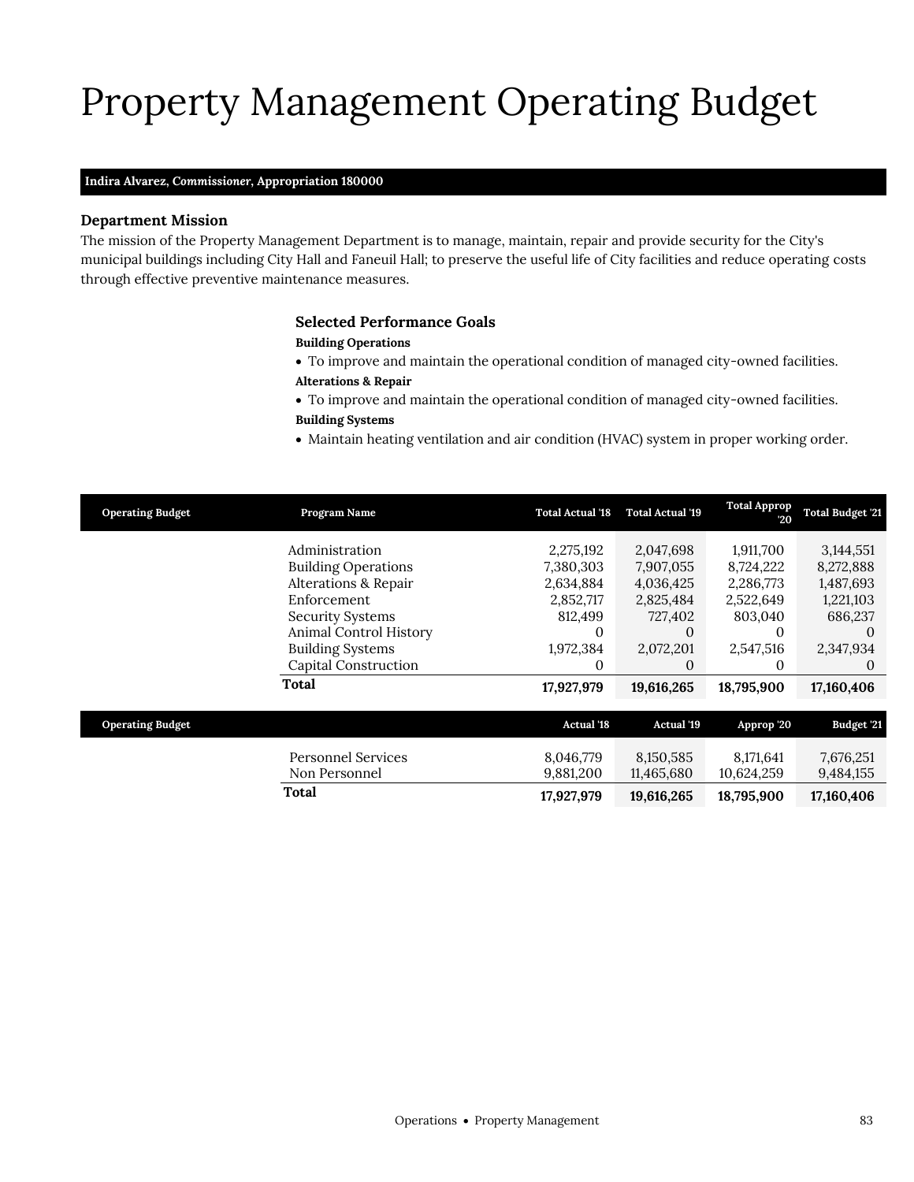# Property Management Operating Budget

**Indira Alvarez, *Commissioner*, Appropriation 180000**

### Department Mission

The mission of the Property Management Department is to manage, maintain, repair and provide security for the City's municipal buildings including City Hall and Faneuil Hall; to preserve the useful life of City facilities and reduce operating costs through effective preventive maintenance measures.

### Selected Performance Goals

**Building Operations**

- To improve and maintain the operational condition of managed city-owned facilities.

**Alterations & Repair**

- To improve and maintain the operational condition of managed city-owned facilities.

**Building Systems**

- Maintain heating ventilation and air condition (HVAC) system in proper working order.

| Operating Budget | Program Name | Total Actual '18 | Total Actual '19 | Total Approp '20 | Total Budget '21 |
|---|---|---|---|---|---|
| | Administration | 2,275,192 | 2,047,698 | 1,911,700 | 3,144,551 |
| | Building Operations | 7,380,303 | 7,907,055 | 8,724,222 | 8,272,888 |
| | Alterations & Repair | 2,634,884 | 4,036,425 | 2,286,773 | 1,487,693 |
| | Enforcement | 2,852,717 | 2,825,484 | 2,522,649 | 1,221,103 |
| | Security Systems | 812,499 | 727,402 | 803,040 | 686,237 |
| | Animal Control History | 0 | 0 | 0 | 0 |
| | Building Systems | 1,972,384 | 2,072,201 | 2,547,516 | 2,347,934 |
| | Capital Construction | 0 | 0 | 0 | 0 |
| | **Total** | **17,927,979** | **19,616,265** | **18,795,900** | **17,160,406** |

| Operating Budget | | Actual '18 | Actual '19 | Approp '20 | Budget '21 |
|---|---|---|---|---|---|
| | Personnel Services | 8,046,779 | 8,150,585 | 8,171,641 | 7,676,251 |
| | Non Personnel | 9,881,200 | 11,465,680 | 10,624,259 | 9,484,155 |
| | **Total** | **17,927,979** | **19,616,265** | **18,795,900** | **17,160,406** |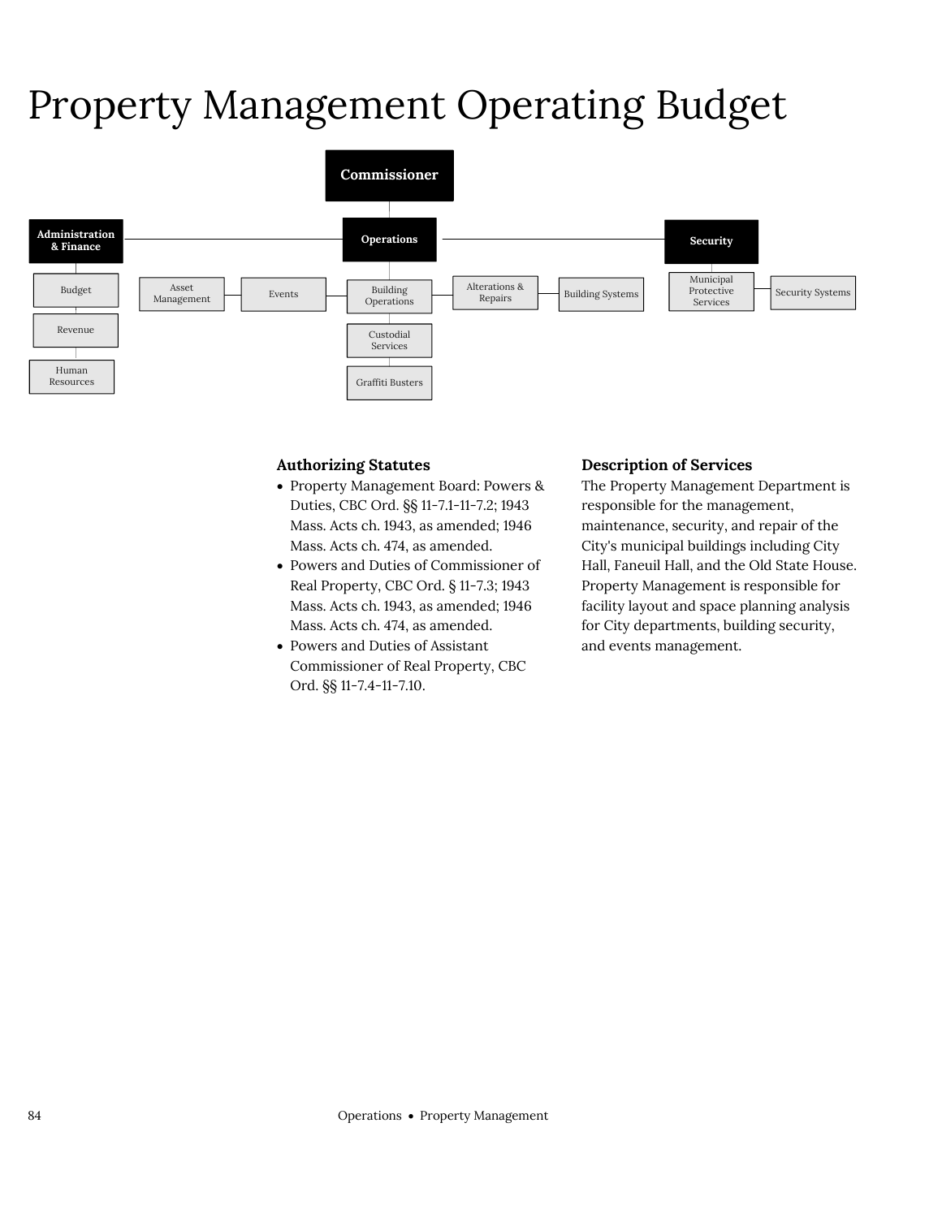# Property Management Operating Budget

Commissioner

Administration & Finance
- Budget
- Revenue
- Human Resources

Operations
- Asset Management
- Events
- Building Operations
- Custodial Services
- Graffiti Busters
- Alterations & Repairs
- Building Systems

Security
- Municipal Protective Services
- Security Systems

### Authorizing Statutes

- Property Management Board: Powers & Duties, CBC Ord. §§ 11-7.1-11-7.2; 1943 Mass. Acts ch. 1943, as amended; 1946 Mass. Acts ch. 474, as amended.
- Powers and Duties of Commissioner of Real Property, CBC Ord. § 11-7.3; 1943 Mass. Acts ch. 1943, as amended; 1946 Mass. Acts ch. 474, as amended.
- Powers and Duties of Assistant Commissioner of Real Property, CBC Ord. §§ 11-7.4-11-7.10.

### Description of Services

The Property Management Department is responsible for the management, maintenance, security, and repair of the City's municipal buildings including City Hall, Faneuil Hall, and the Old State House. Property Management is responsible for facility layout and space planning analysis for City departments, building security, and events management.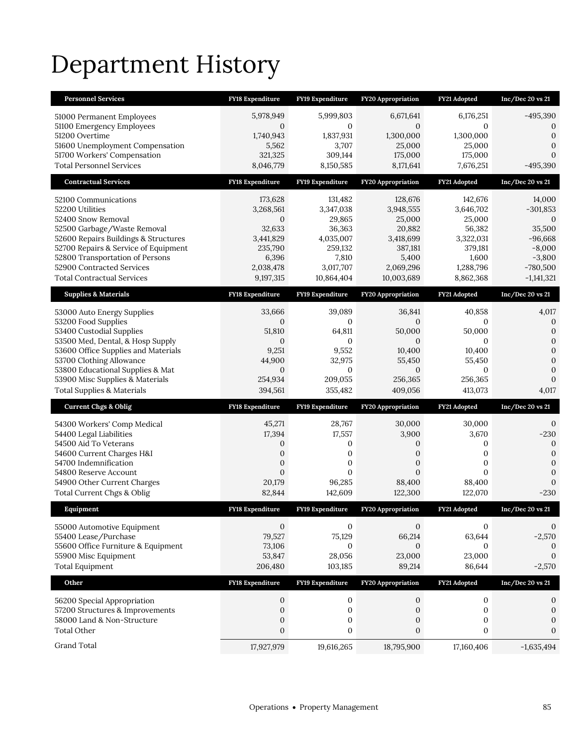# Department History

| Personnel Services | FY18 Expenditure | FY19 Expenditure | FY20 Appropriation | FY21 Adopted | Inc/Dec 20 vs 21 |
|---|---|---|---|---|---|
| 51000 Permanent Employees | 5,978,949 | 5,999,803 | 6,671,641 | 6,176,251 | -495,390 |
| 51100 Emergency Employees | 0 | 0 | 0 | 0 | 0 |
| 51200 Overtime | 1,740,943 | 1,837,931 | 1,300,000 | 1,300,000 | 0 |
| 51600 Unemployment Compensation | 5,562 | 3,707 | 25,000 | 25,000 | 0 |
| 51700 Workers' Compensation | 321,325 | 309,144 | 175,000 | 175,000 | 0 |
| Total Personnel Services | 8,046,779 | 8,150,585 | 8,171,641 | 7,676,251 | -495,390 |
| **Contractual Services** | **FY18 Expenditure** | **FY19 Expenditure** | **FY20 Appropriation** | **FY21 Adopted** | **Inc/Dec 20 vs 21** |
| 52100 Communications | 173,628 | 131,482 | 128,676 | 142,676 | 14,000 |
| 52200 Utilities | 3,268,561 | 3,347,038 | 3,948,555 | 3,646,702 | -301,853 |
| 52400 Snow Removal | 0 | 29,865 | 25,000 | 25,000 | 0 |
| 52500 Garbage/Waste Removal | 32,633 | 36,363 | 20,882 | 56,382 | 35,500 |
| 52600 Repairs Buildings & Structures | 3,441,829 | 4,035,007 | 3,418,699 | 3,322,031 | -96,668 |
| 52700 Repairs & Service of Equipment | 235,790 | 259,132 | 387,181 | 379,181 | -8,000 |
| 52800 Transportation of Persons | 6,396 | 7,810 | 5,400 | 1,600 | -3,800 |
| 52900 Contracted Services | 2,038,478 | 3,017,707 | 2,069,296 | 1,288,796 | -780,500 |
| Total Contractual Services | 9,197,315 | 10,864,404 | 10,003,689 | 8,862,368 | -1,141,321 |
| **Supplies & Materials** | **FY18 Expenditure** | **FY19 Expenditure** | **FY20 Appropriation** | **FY21 Adopted** | **Inc/Dec 20 vs 21** |
| 53000 Auto Energy Supplies | 33,666 | 39,089 | 36,841 | 40,858 | 4,017 |
| 53200 Food Supplies | 0 | 0 | 0 | 0 | 0 |
| 53400 Custodial Supplies | 51,810 | 64,811 | 50,000 | 50,000 | 0 |
| 53500 Med, Dental, & Hosp Supply | 0 | 0 | 0 | 0 | 0 |
| 53600 Office Supplies and Materials | 9,251 | 9,552 | 10,400 | 10,400 | 0 |
| 53700 Clothing Allowance | 44,900 | 32,975 | 55,450 | 55,450 | 0 |
| 53800 Educational Supplies & Mat | 0 | 0 | 0 | 0 | 0 |
| 53900 Misc Supplies & Materials | 254,934 | 209,055 | 256,365 | 256,365 | 0 |
| Total Supplies & Materials | 394,561 | 355,482 | 409,056 | 413,073 | 4,017 |
| **Current Chgs & Oblig** | **FY18 Expenditure** | **FY19 Expenditure** | **FY20 Appropriation** | **FY21 Adopted** | **Inc/Dec 20 vs 21** |
| 54300 Workers' Comp Medical | 45,271 | 28,767 | 30,000 | 30,000 | 0 |
| 54400 Legal Liabilities | 17,394 | 17,557 | 3,900 | 3,670 | -230 |
| 54500 Aid To Veterans | 0 | 0 | 0 | 0 | 0 |
| 54600 Current Charges H&I | 0 | 0 | 0 | 0 | 0 |
| 54700 Indemnification | 0 | 0 | 0 | 0 | 0 |
| 54800 Reserve Account | 0 | 0 | 0 | 0 | 0 |
| 54900 Other Current Charges | 20,179 | 96,285 | 88,400 | 88,400 | 0 |
| Total Current Chgs & Oblig | 82,844 | 142,609 | 122,300 | 122,070 | -230 |
| **Equipment** | **FY18 Expenditure** | **FY19 Expenditure** | **FY20 Appropriation** | **FY21 Adopted** | **Inc/Dec 20 vs 21** |
| 55000 Automotive Equipment | 0 | 0 | 0 | 0 | 0 |
| 55400 Lease/Purchase | 79,527 | 75,129 | 66,214 | 63,644 | -2,570 |
| 55600 Office Furniture & Equipment | 73,106 | 0 | 0 | 0 | 0 |
| 55900 Misc Equipment | 53,847 | 28,056 | 23,000 | 23,000 | 0 |
| Total Equipment | 206,480 | 103,185 | 89,214 | 86,644 | -2,570 |
| **Other** | **FY18 Expenditure** | **FY19 Expenditure** | **FY20 Appropriation** | **FY21 Adopted** | **Inc/Dec 20 vs 21** |
| 56200 Special Appropriation | 0 | 0 | 0 | 0 | 0 |
| 57200 Structures & Improvements | 0 | 0 | 0 | 0 | 0 |
| 58000 Land & Non-Structure | 0 | 0 | 0 | 0 | 0 |
| Total Other | 0 | 0 | 0 | 0 | 0 |
| Grand Total | 17,927,979 | 19,616,265 | 18,795,900 | 17,160,406 | -1,635,494 |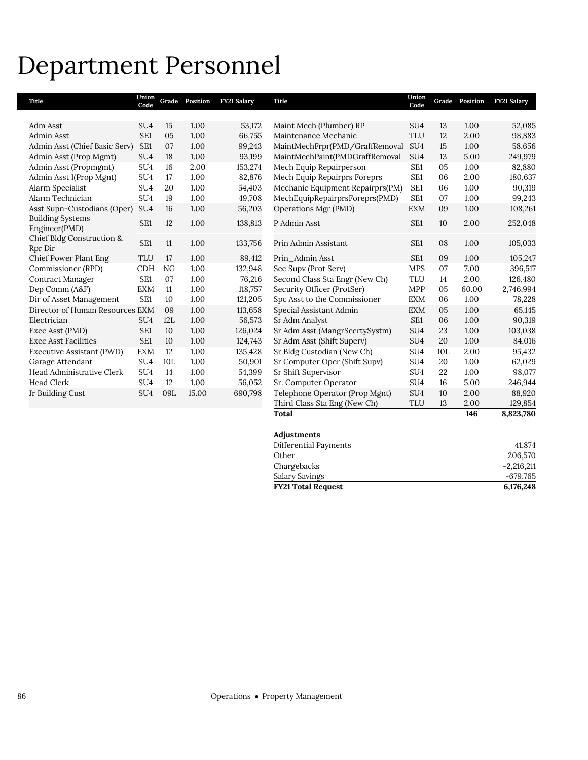# Department Personnel

| Title | Union Code | Grade | Position | FY21 Salary | Title | Union Code | Grade | Position | FY21 Salary |
|---|---|---|---|---|---|---|---|---|---|
| Adm Asst | SU4 | 15 | 1.00 | 53,172 | Maint Mech (Plumber) RP | SU4 | 13 | 1.00 | 52,085 |
| Admin Asst | SE1 | 05 | 1.00 | 66,755 | Maintenance Mechanic | TLU | 12 | 2.00 | 98,883 |
| Admin Asst (Chief Basic Serv) | SE1 | 07 | 1.00 | 99,243 | MaintMechFrpr(PMD/GraffRemoval | SU4 | 15 | 1.00 | 58,656 |
| Admin Asst (Prop Mgmt) | SU4 | 18 | 1.00 | 93,199 | MaintMechPaint(PMDGraffRemoval | SU4 | 13 | 5.00 | 249,979 |
| Admin Asst (Propmgmt) | SU4 | 16 | 2.00 | 153,274 | Mech Equip Repairperson | SE1 | 05 | 1.00 | 82,880 |
| Admin Asst I(Prop Mgnt) | SU4 | 17 | 1.00 | 82,876 | Mech Equip Repairprs Foreprs | SE1 | 06 | 2.00 | 180,637 |
| Alarm Specialist | SU4 | 20 | 1.00 | 54,403 | Mechanic Equipment Repairprs(PM) | SE1 | 06 | 1.00 | 90,319 |
| Alarm Technician | SU4 | 19 | 1.00 | 49,708 | MechEquipRepairprsForeprs(PMD) | SE1 | 07 | 1.00 | 99,243 |
| Asst Supn-Custodians (Oper) | SU4 | 16 | 1.00 | 56,203 | Operations Mgr (PMD) | EXM | 09 | 1.00 | 108,261 |
| Building Systems Engineer(PMD) | SE1 | 12 | 1.00 | 138,813 | P Admin Asst | SE1 | 10 | 2.00 | 252,048 |
| Chief Bldg Construction & Rpr Dir | SE1 | 11 | 1.00 | 133,756 | Prin Admin Assistant | SE1 | 08 | 1.00 | 105,033 |
| Chief Power Plant Eng | TLU | 17 | 1.00 | 89,412 | Prin_Admin Asst | SE1 | 09 | 1.00 | 105,247 |
| Commissioner (RPD) | CDH | NG | 1.00 | 132,948 | Sec Supv (Prot Serv) | MPS | 07 | 7.00 | 396,517 |
| Contract Manager | SE1 | 07 | 1.00 | 76,216 | Second Class Sta Engr (New Ch) | TLU | 14 | 2.00 | 126,480 |
| Dep Comm (A&F) | EXM | 11 | 1.00 | 118,757 | Security Officer (ProtSer) | MPP | 05 | 60.00 | 2,746,994 |
| Dir of Asset Management | SE1 | 10 | 1.00 | 121,205 | Spc Asst to the Commissioner | EXM | 06 | 1.00 | 78,228 |
| Director of Human Resources | EXM | 09 | 1.00 | 113,658 | Special Assistant Admin | EXM | 05 | 1.00 | 65,145 |
| Electrician | SU4 | 12L | 1.00 | 56,573 | Sr Adm Analyst | SE1 | 06 | 1.00 | 90,319 |
| Exec Asst (PMD) | SE1 | 10 | 1.00 | 126,024 | Sr Adm Asst (MangrSecrtySystm) | SU4 | 23 | 1.00 | 103,038 |
| Exec Asst Facilities | SE1 | 10 | 1.00 | 124,743 | Sr Adm Asst (Shift Superv) | SU4 | 20 | 1.00 | 84,016 |
| Executive Assistant (PWD) | EXM | 12 | 1.00 | 135,428 | Sr Bldg Custodian (New Ch) | SU4 | 10L | 2.00 | 95,432 |
| Garage Attendant | SU4 | 10L | 1.00 | 50,901 | Sr Computer Oper (Shift Supv) | SU4 | 20 | 1.00 | 62,029 |
| Head Administrative Clerk | SU4 | 14 | 1.00 | 54,399 | Sr Shift Supervisor | SU4 | 22 | 1.00 | 98,077 |
| Head Clerk | SU4 | 12 | 1.00 | 56,052 | Sr. Computer Operator | SU4 | 16 | 5.00 | 246,944 |
| Jr Building Cust | SU4 | 09L | 15.00 | 690,798 | Telephone Operator (Prop Mgnt) | SU4 | 10 | 2.00 | 88,920 |
| | | | | | Third Class Sta Eng (New Ch) | TLU | 13 | 2.00 | 129,854 |
| | | | | | **Total** | | | **146** | **8,823,780** |

| **Adjustments** | |
|---|---|
| Differential Payments | 41,874 |
| Other | 206,570 |
| Chargebacks | -2,216,211 |
| Salary Savings | -679,765 |
| **FY21 Total Request** | **6,176,248** |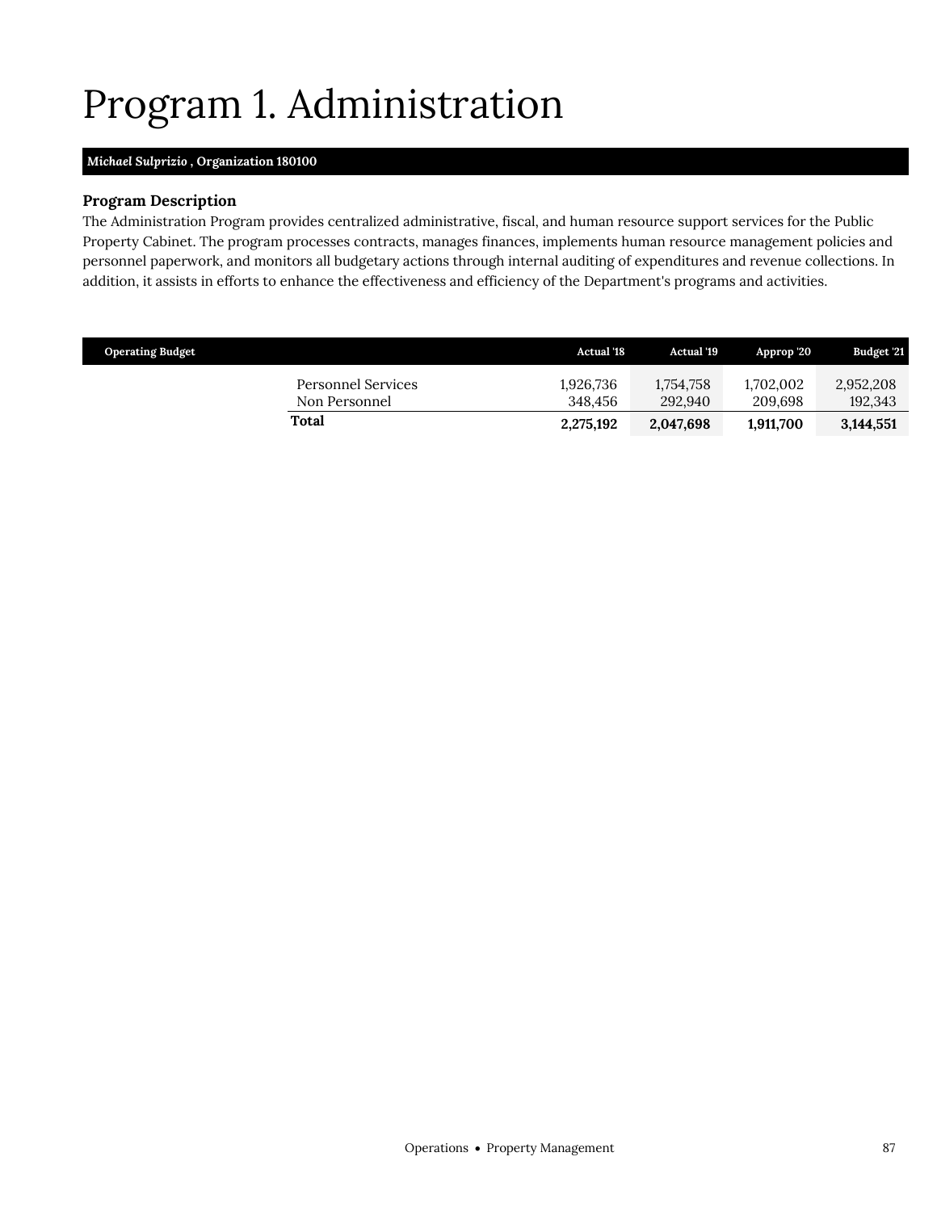# Program 1. Administration

***Michael Sulprizio* , Organization 180100**

### Program Description

The Administration Program provides centralized administrative, fiscal, and human resource support services for the Public Property Cabinet. The program processes contracts, manages finances, implements human resource management policies and personnel paperwork, and monitors all budgetary actions through internal auditing of expenditures and revenue collections. In addition, it assists in efforts to enhance the effectiveness and efficiency of the Department's programs and activities.

| Operating Budget | Actual '18 | Actual '19 | Approp '20 | Budget '21 |
|---|---|---|---|---|
| Personnel Services | 1,926,736 | 1,754,758 | 1,702,002 | 2,952,208 |
| Non Personnel | 348,456 | 292,940 | 209,698 | 192,343 |
| **Total** | **2,275,192** | **2,047,698** | **1,911,700** | **3,144,551** |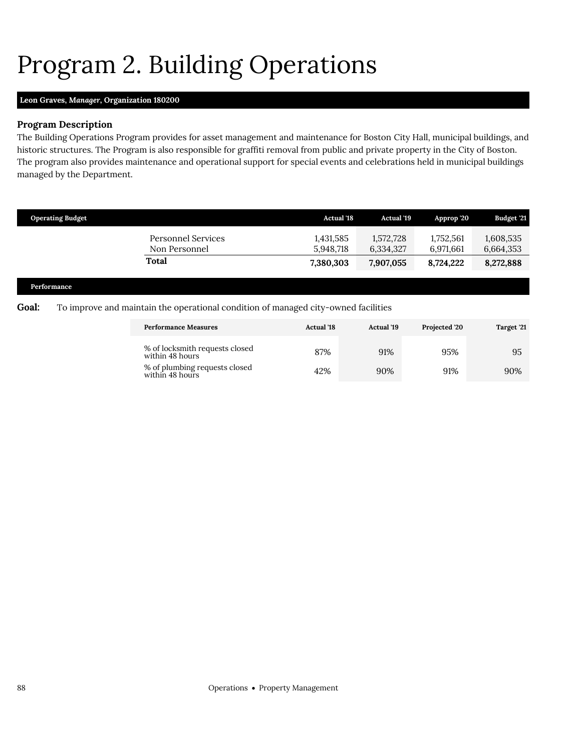# Program 2. Building Operations

**Leon Graves, *Manager*, Organization 180200**

### Program Description

The Building Operations Program provides for asset management and maintenance for Boston City Hall, municipal buildings, and historic structures. The Program is also responsible for graffiti removal from public and private property in the City of Boston. The program also provides maintenance and operational support for special events and celebrations held in municipal buildings managed by the Department.

| Operating Budget | Actual '18 | Actual '19 | Approp '20 | Budget '21 |
|---|---|---|---|---|
| Personnel Services | 1,431,585 | 1,572,728 | 1,752,561 | 1,608,535 |
| Non Personnel | 5,948,718 | 6,334,327 | 6,971,661 | 6,664,353 |
| **Total** | **7,380,303** | **7,907,055** | **8,724,222** | **8,272,888** |

### Performance

**Goal:** To improve and maintain the operational condition of managed city-owned facilities

| Performance Measures | Actual '18 | Actual '19 | Projected '20 | Target '21 |
|---|---|---|---|---|
| % of locksmith requests closed within 48 hours | 87% | 91% | 95% | 95 |
| % of plumbing requests closed within 48 hours | 42% | 90% | 91% | 90% |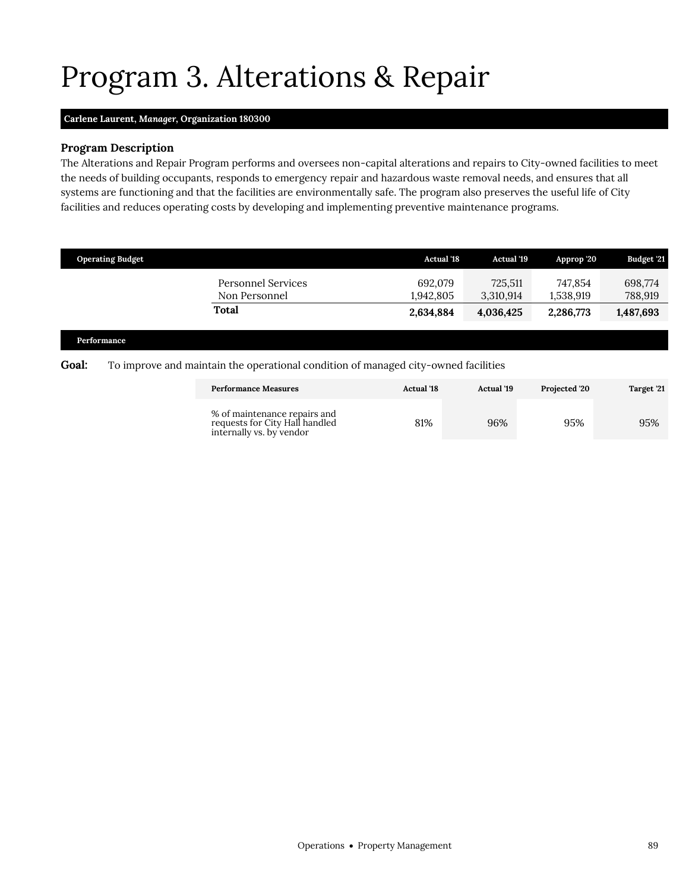# Program 3. Alterations & Repair

**Carlene Laurent, *Manager*, Organization 180300**

### Program Description

The Alterations and Repair Program performs and oversees non-capital alterations and repairs to City-owned facilities to meet the needs of building occupants, responds to emergency repair and hazardous waste removal needs, and ensures that all systems are functioning and that the facilities are environmentally safe. The program also preserves the useful life of City facilities and reduces operating costs by developing and implementing preventive maintenance programs.

| Operating Budget | Actual '18 | Actual '19 | Approp '20 | Budget '21 |
|---|---|---|---|---|
| Personnel Services | 692,079 | 725,511 | 747,854 | 698,774 |
| Non Personnel | 1,942,805 | 3,310,914 | 1,538,919 | 788,919 |
| **Total** | **2,634,884** | **4,036,425** | **2,286,773** | **1,487,693** |

### Performance

**Goal:** To improve and maintain the operational condition of managed city-owned facilities

| Performance Measures | Actual '18 | Actual '19 | Projected '20 | Target '21 |
|---|---|---|---|---|
| % of maintenance repairs and requests for City Hall handled internally vs. by vendor | 81% | 96% | 95% | 95% |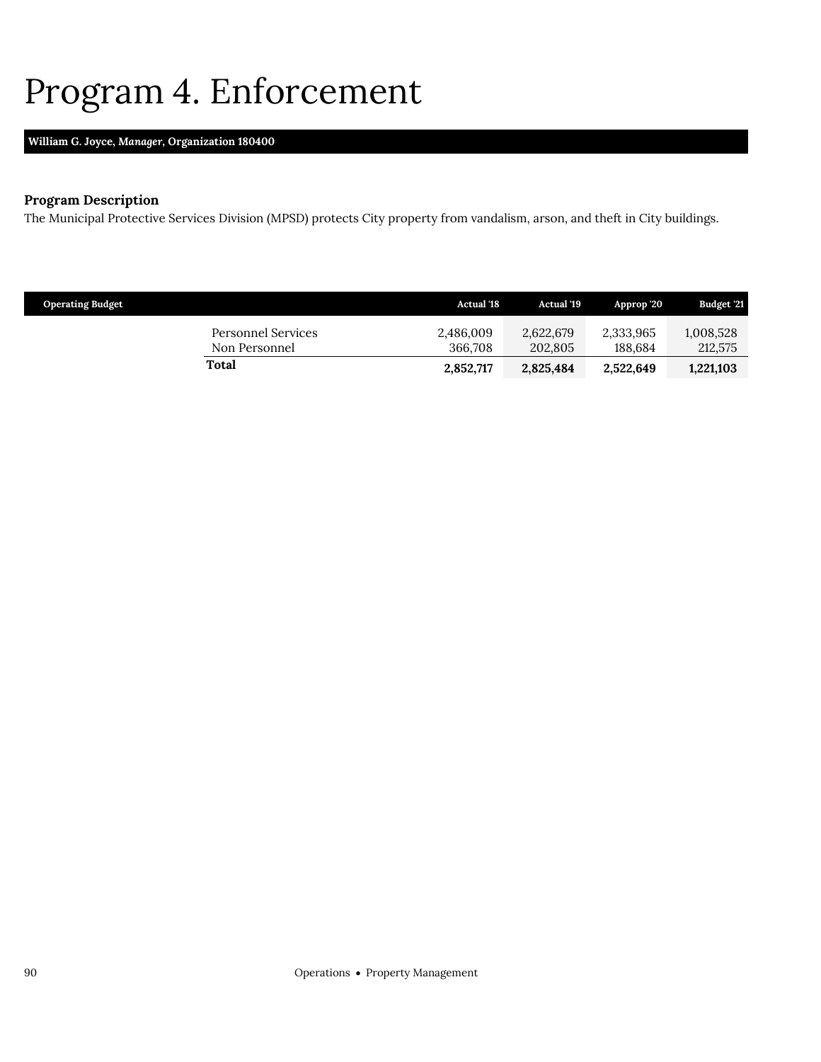# Program 4. Enforcement

**William G. Joyce, *Manager*, Organization 180400**

### Program Description

The Municipal Protective Services Division (MPSD) protects City property from vandalism, arson, and theft in City buildings.

| Operating Budget | Actual '18 | Actual '19 | Approp '20 | Budget '21 |
|---|---|---|---|---|
| Personnel Services | 2,486,009 | 2,622,679 | 2,333,965 | 1,008,528 |
| Non Personnel | 366,708 | 202,805 | 188,684 | 212,575 |
| **Total** | **2,852,717** | **2,825,484** | **2,522,649** | **1,221,103** |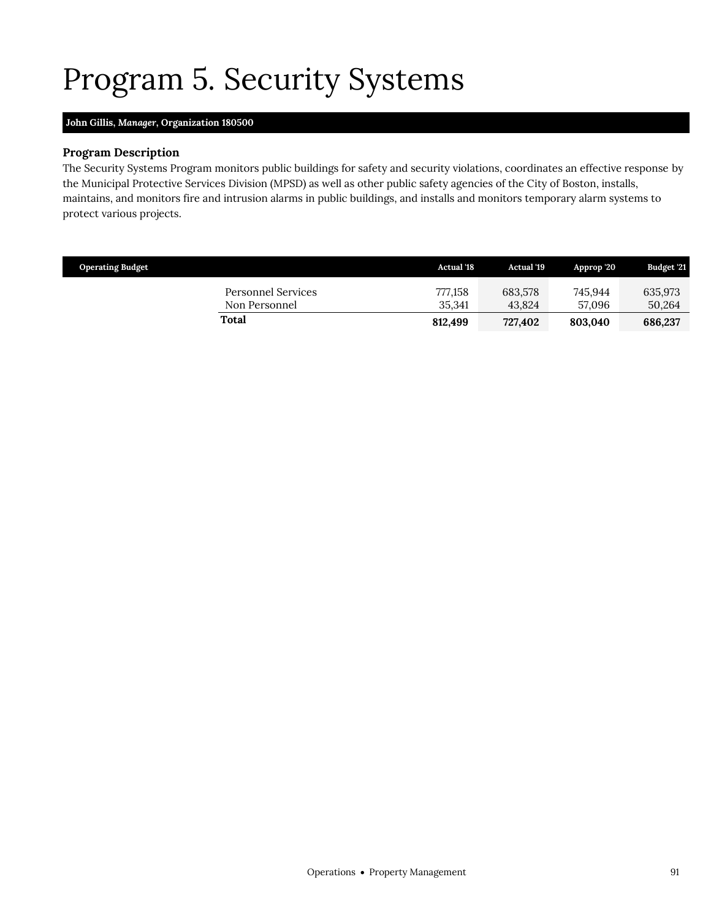# Program 5. Security Systems

**John Gillis, *Manager*, Organization 180500**

### Program Description

The Security Systems Program monitors public buildings for safety and security violations, coordinates an effective response by the Municipal Protective Services Division (MPSD) as well as other public safety agencies of the City of Boston, installs, maintains, and monitors fire and intrusion alarms in public buildings, and installs and monitors temporary alarm systems to protect various projects.

| Operating Budget | Actual '18 | Actual '19 | Approp '20 | Budget '21 |
|---|---|---|---|---|
| Personnel Services | 777,158 | 683,578 | 745,944 | 635,973 |
| Non Personnel | 35,341 | 43,824 | 57,096 | 50,264 |
| **Total** | **812,499** | **727,402** | **803,040** | **686,237** |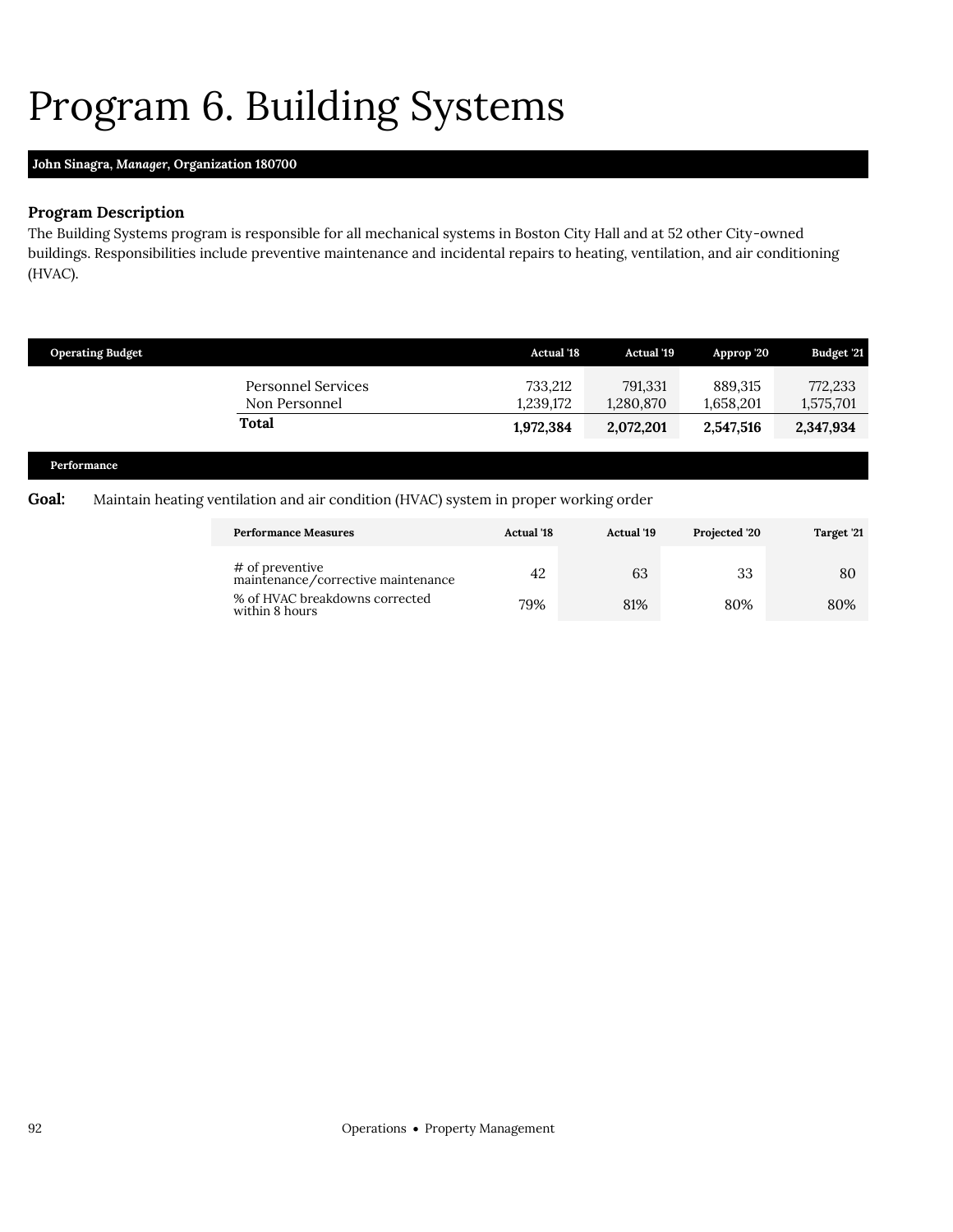# Program 6. Building Systems

**John Sinagra, *Manager*, Organization 180700**

### Program Description

The Building Systems program is responsible for all mechanical systems in Boston City Hall and at 52 other City-owned buildings. Responsibilities include preventive maintenance and incidental repairs to heating, ventilation, and air conditioning (HVAC).

| Operating Budget | Actual '18 | Actual '19 | Approp '20 | Budget '21 |
|---|---|---|---|---|
| Personnel Services | 733,212 | 791,331 | 889,315 | 772,233 |
| Non Personnel | 1,239,172 | 1,280,870 | 1,658,201 | 1,575,701 |
| **Total** | **1,972,384** | **2,072,201** | **2,547,516** | **2,347,934** |

### Performance

**Goal:** Maintain heating ventilation and air condition (HVAC) system in proper working order

| Performance Measures | Actual '18 | Actual '19 | Projected '20 | Target '21 |
|---|---|---|---|---|
| # of preventive maintenance/corrective maintenance | 42 | 63 | 33 | 80 |
| % of HVAC breakdowns corrected within 8 hours | 79% | 81% | 80% | 80% |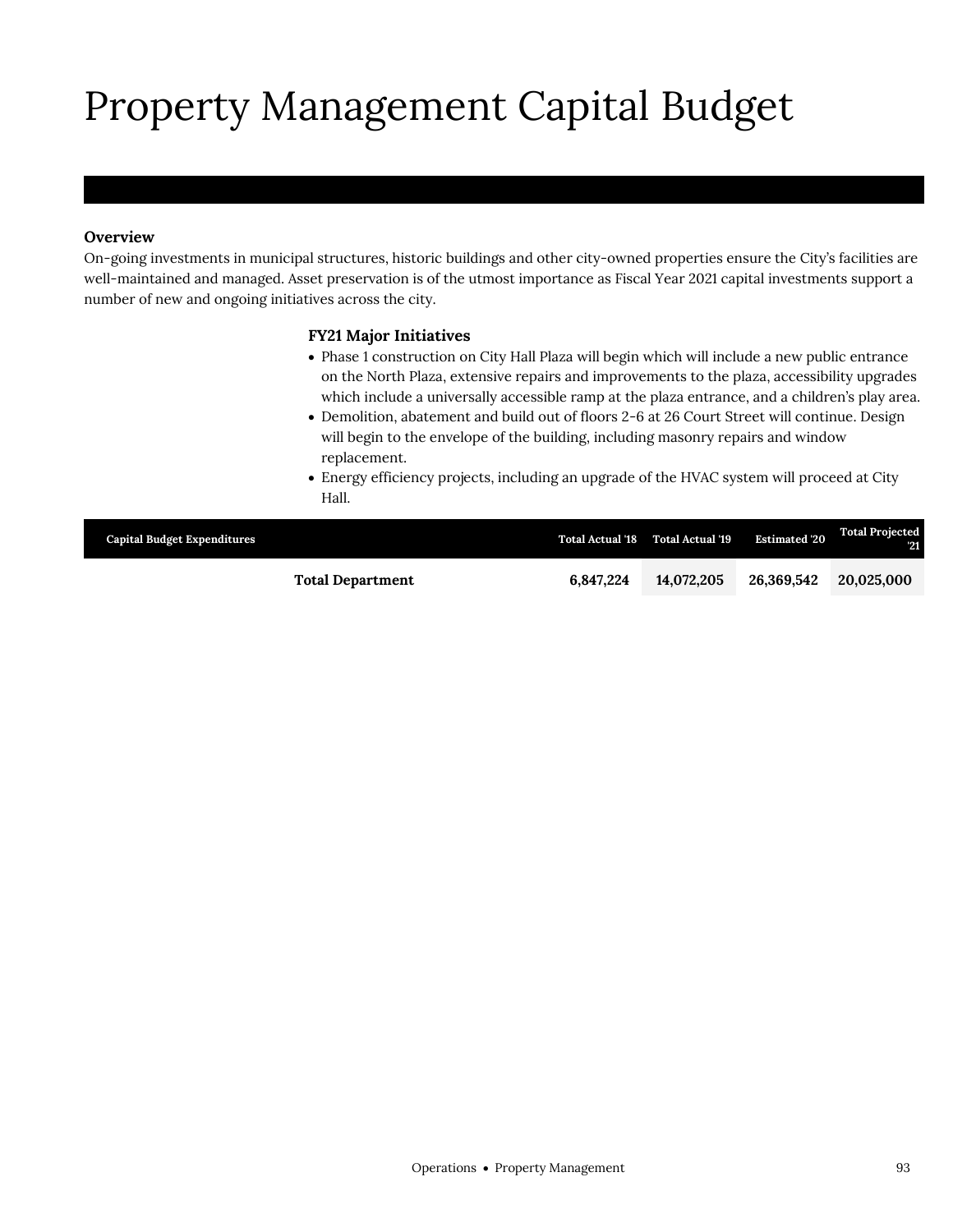# Property Management Capital Budget

### Overview

On-going investments in municipal structures, historic buildings and other city-owned properties ensure the City's facilities are well-maintained and managed. Asset preservation is of the utmost importance as Fiscal Year 2021 capital investments support a number of new and ongoing initiatives across the city.

### FY21 Major Initiatives

- Phase 1 construction on City Hall Plaza will begin which will include a new public entrance on the North Plaza, extensive repairs and improvements to the plaza, accessibility upgrades which include a universally accessible ramp at the plaza entrance, and a children's play area.
- Demolition, abatement and build out of floors 2-6 at 26 Court Street will continue. Design will begin to the envelope of the building, including masonry repairs and window replacement.
- Energy efficiency projects, including an upgrade of the HVAC system will proceed at City Hall.

| Capital Budget Expenditures | Total Actual '18 | Total Actual '19 | Estimated '20 | Total Projected '21 |
|---|---|---|---|---|
| **Total Department** | **6,847,224** | **14,072,205** | **26,369,542** | **20,025,000** |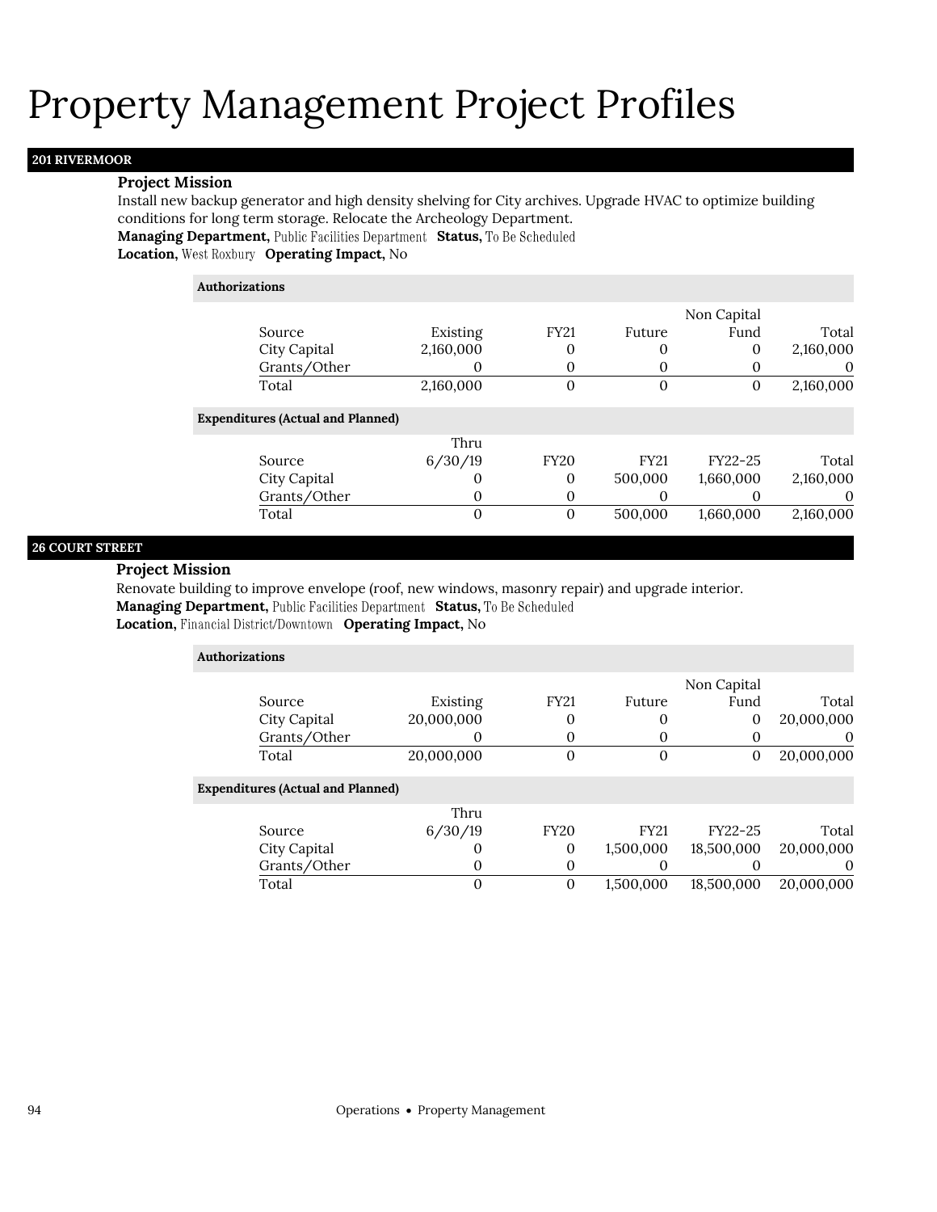# Property Management Project Profiles

## 201 RIVERMOOR

**Project Mission**

Install new backup generator and high density shelving for City archives. Upgrade HVAC to optimize building conditions for long term storage. Relocate the Archeology Department.

**Managing Department,** Public Facilities Department **Status,** To Be Scheduled
**Location,** West Roxbury **Operating Impact,** No

**Authorizations**

| Source | Existing | FY21 | Future | Non Capital Fund | Total |
|---|---|---|---|---|---|
| City Capital | 2,160,000 | 0 | 0 | 0 | 2,160,000 |
| Grants/Other | 0 | 0 | 0 | 0 | 0 |
| Total | 2,160,000 | 0 | 0 | 0 | 2,160,000 |

**Expenditures (Actual and Planned)**

| Source | Thru 6/30/19 | FY20 | FY21 | FY22-25 | Total |
|---|---|---|---|---|---|
| City Capital | 0 | 0 | 500,000 | 1,660,000 | 2,160,000 |
| Grants/Other | 0 | 0 | 0 | 0 | 0 |
| Total | 0 | 0 | 500,000 | 1,660,000 | 2,160,000 |

## 26 COURT STREET

**Project Mission**

Renovate building to improve envelope (roof, new windows, masonry repair) and upgrade interior.

**Managing Department,** Public Facilities Department **Status,** To Be Scheduled
**Location,** Financial District/Downtown **Operating Impact,** No

**Authorizations**

| Source | Existing | FY21 | Future | Non Capital Fund | Total |
|---|---|---|---|---|---|
| City Capital | 20,000,000 | 0 | 0 | 0 | 20,000,000 |
| Grants/Other | 0 | 0 | 0 | 0 | 0 |
| Total | 20,000,000 | 0 | 0 | 0 | 20,000,000 |

**Expenditures (Actual and Planned)**

| Source | Thru 6/30/19 | FY20 | FY21 | FY22-25 | Total |
|---|---|---|---|---|---|
| City Capital | 0 | 0 | 1,500,000 | 18,500,000 | 20,000,000 |
| Grants/Other | 0 | 0 | 0 | 0 | 0 |
| Total | 0 | 0 | 1,500,000 | 18,500,000 | 20,000,000 |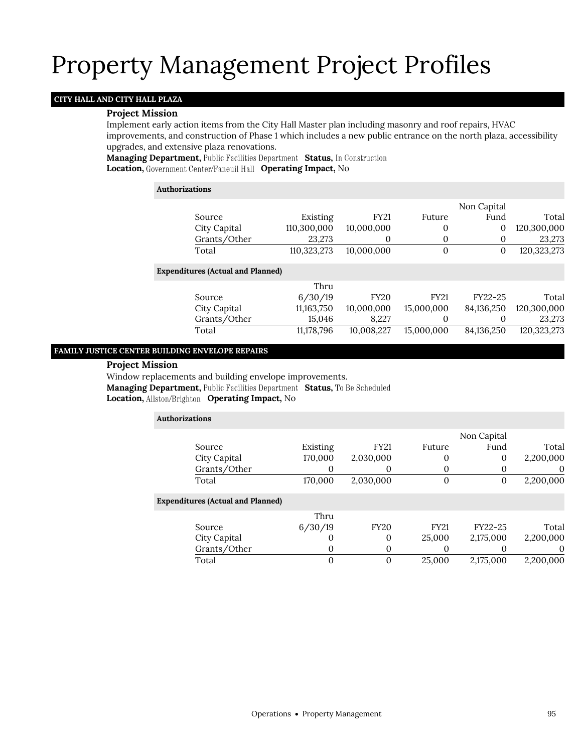# Property Management Project Profiles

## CITY HALL AND CITY HALL PLAZA

**Project Mission**

Implement early action items from the City Hall Master plan including masonry and roof repairs, HVAC improvements, and construction of Phase 1 which includes a new public entrance on the north plaza, accessibility upgrades, and extensive plaza renovations.

**Managing Department,** Public Facilities Department **Status,** In Construction
**Location,** Government Center/Faneuil Hall **Operating Impact,** No

**Authorizations**

| Source | Existing | FY21 | Future | Non Capital Fund | Total |
|---|---|---|---|---|---|
| City Capital | 110,300,000 | 10,000,000 | 0 | 0 | 120,300,000 |
| Grants/Other | 23,273 | 0 | 0 | 0 | 23,273 |
| Total | 110,323,273 | 10,000,000 | 0 | 0 | 120,323,273 |

**Expenditures (Actual and Planned)**

| Source | Thru 6/30/19 | FY20 | FY21 | FY22-25 | Total |
|---|---|---|---|---|---|
| City Capital | 11,163,750 | 10,000,000 | 15,000,000 | 84,136,250 | 120,300,000 |
| Grants/Other | 15,046 | 8,227 | 0 | 0 | 23,273 |
| Total | 11,178,796 | 10,008,227 | 15,000,000 | 84,136,250 | 120,323,273 |

## FAMILY JUSTICE CENTER BUILDING ENVELOPE REPAIRS

**Project Mission**

Window replacements and building envelope improvements.

**Managing Department,** Public Facilities Department **Status,** To Be Scheduled
**Location,** Allston/Brighton **Operating Impact,** No

**Authorizations**

| Source | Existing | FY21 | Future | Non Capital Fund | Total |
|---|---|---|---|---|---|
| City Capital | 170,000 | 2,030,000 | 0 | 0 | 2,200,000 |
| Grants/Other | 0 | 0 | 0 | 0 | 0 |
| Total | 170,000 | 2,030,000 | 0 | 0 | 2,200,000 |

**Expenditures (Actual and Planned)**

| Source | Thru 6/30/19 | FY20 | FY21 | FY22-25 | Total |
|---|---|---|---|---|---|
| City Capital | 0 | 0 | 25,000 | 2,175,000 | 2,200,000 |
| Grants/Other | 0 | 0 | 0 | 0 | 0 |
| Total | 0 | 0 | 25,000 | 2,175,000 | 2,200,000 |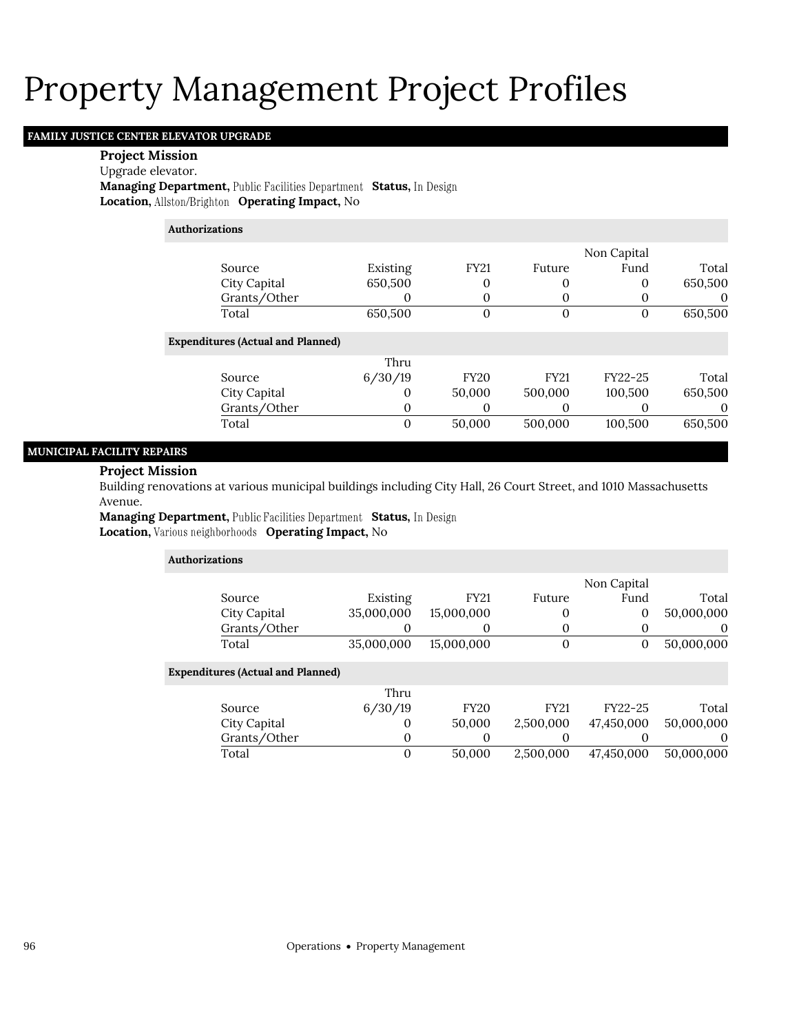# Property Management Project Profiles

## FAMILY JUSTICE CENTER ELEVATOR UPGRADE

**Project Mission**

Upgrade elevator.

**Managing Department,** Public Facilities Department **Status,** In Design

**Location,** Allston/Brighton **Operating Impact,** No

**Authorizations**

| Source | Existing | FY21 | Future | Non Capital Fund | Total |
|---|---|---|---|---|---|
| City Capital | 650,500 | 0 | 0 | 0 | 650,500 |
| Grants/Other | 0 | 0 | 0 | 0 | 0 |
| Total | 650,500 | 0 | 0 | 0 | 650,500 |

**Expenditures (Actual and Planned)**

| Source | Thru 6/30/19 | FY20 | FY21 | FY22-25 | Total |
|---|---|---|---|---|---|
| City Capital | 0 | 50,000 | 500,000 | 100,500 | 650,500 |
| Grants/Other | 0 | 0 | 0 | 0 | 0 |
| Total | 0 | 50,000 | 500,000 | 100,500 | 650,500 |

## MUNICIPAL FACILITY REPAIRS

**Project Mission**

Building renovations at various municipal buildings including City Hall, 26 Court Street, and 1010 Massachusetts Avenue.

**Managing Department,** Public Facilities Department **Status,** In Design

**Location,** Various neighborhoods **Operating Impact,** No

**Authorizations**

| Source | Existing | FY21 | Future | Non Capital Fund | Total |
|---|---|---|---|---|---|
| City Capital | 35,000,000 | 15,000,000 | 0 | 0 | 50,000,000 |
| Grants/Other | 0 | 0 | 0 | 0 | 0 |
| Total | 35,000,000 | 15,000,000 | 0 | 0 | 50,000,000 |

**Expenditures (Actual and Planned)**

| Source | Thru 6/30/19 | FY20 | FY21 | FY22-25 | Total |
|---|---|---|---|---|---|
| City Capital | 0 | 50,000 | 2,500,000 | 47,450,000 | 50,000,000 |
| Grants/Other | 0 | 0 | 0 | 0 | 0 |
| Total | 0 | 50,000 | 2,500,000 | 47,450,000 | 50,000,000 |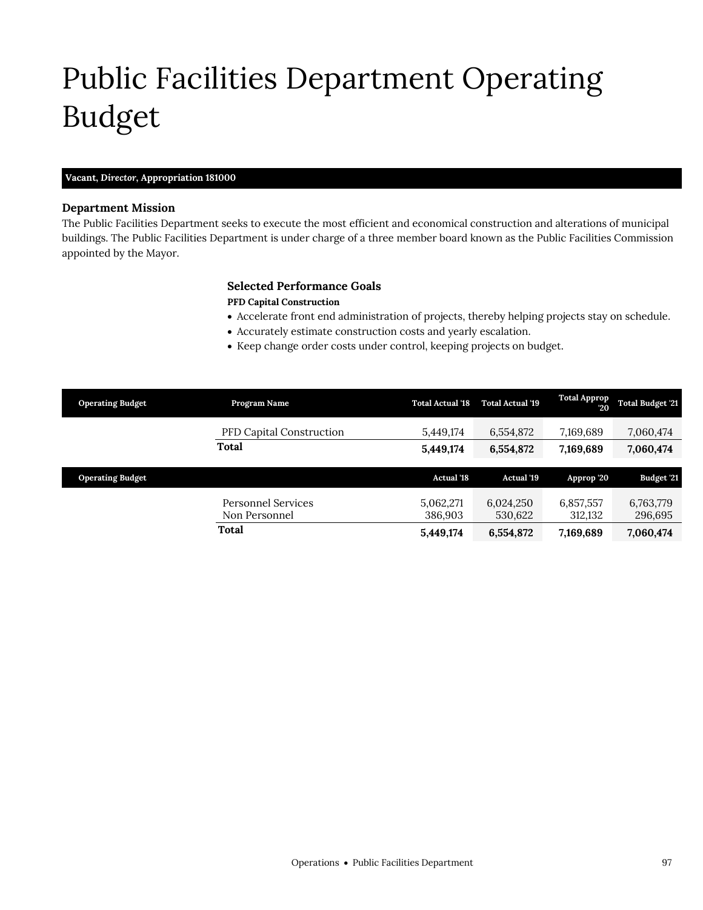# Public Facilities Department Operating Budget

**Vacant, *Director*, Appropriation 181000**

### Department Mission

The Public Facilities Department seeks to execute the most efficient and economical construction and alterations of municipal buildings. The Public Facilities Department is under charge of a three member board known as the Public Facilities Commission appointed by the Mayor.

### Selected Performance Goals

**PFD Capital Construction**

- Accelerate front end administration of projects, thereby helping projects stay on schedule.
- Accurately estimate construction costs and yearly escalation.
- Keep change order costs under control, keeping projects on budget.

| Operating Budget | Program Name | Total Actual '18 | Total Actual '19 | Total Approp '20 | Total Budget '21 |
|---|---|---|---|---|---|
| | PFD Capital Construction | 5,449,174 | 6,554,872 | 7,169,689 | 7,060,474 |
| | **Total** | **5,449,174** | **6,554,872** | **7,169,689** | **7,060,474** |

| Operating Budget | | Actual '18 | Actual '19 | Approp '20 | Budget '21 |
|---|---|---|---|---|---|
| | Personnel Services | 5,062,271 | 6,024,250 | 6,857,557 | 6,763,779 |
| | Non Personnel | 386,903 | 530,622 | 312,132 | 296,695 |
| | **Total** | **5,449,174** | **6,554,872** | **7,169,689** | **7,060,474** |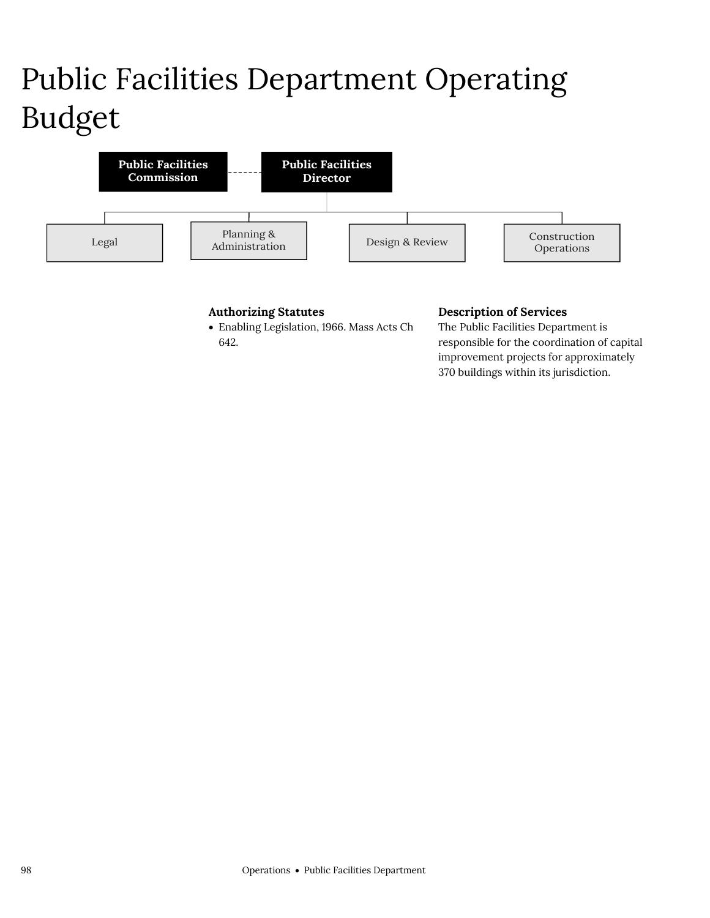# Public Facilities Department Operating Budget

Public Facilities Commission

Public Facilities Director

Legal

Planning & Administration

Design & Review

Construction Operations

**Authorizing Statutes**

- Enabling Legislation, 1966. Mass Acts Ch 642.

**Description of Services**

The Public Facilities Department is responsible for the coordination of capital improvement projects for approximately 370 buildings within its jurisdiction.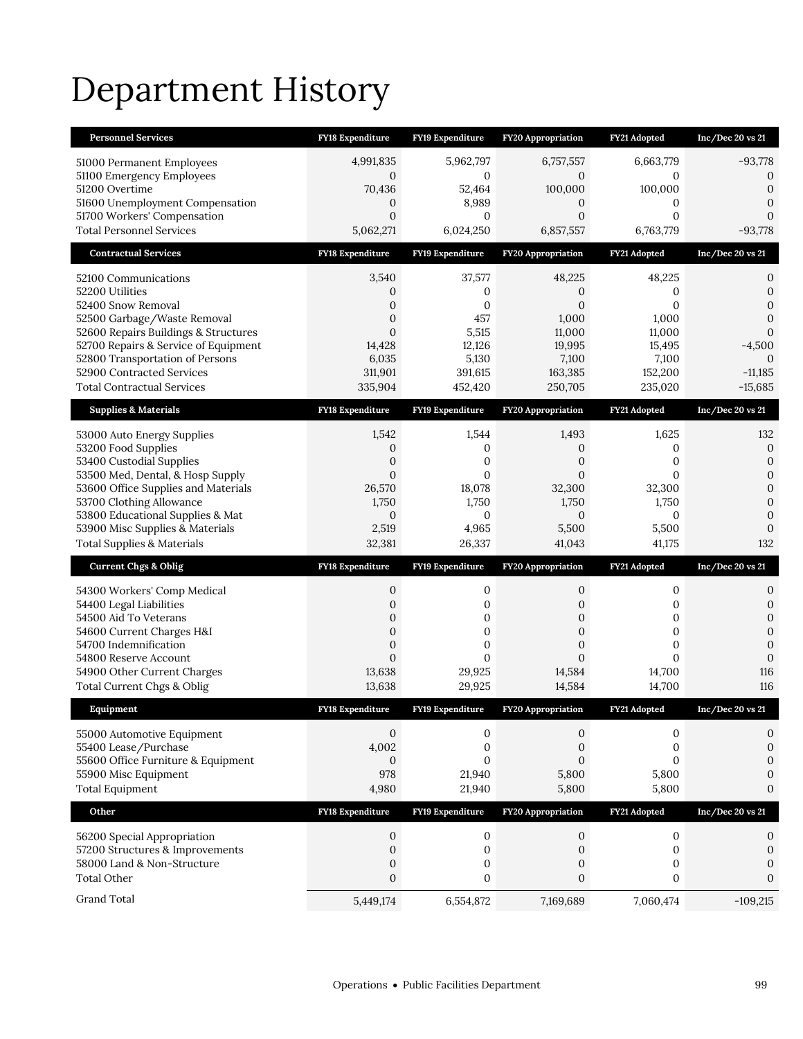# Department History

| Personnel Services | FY18 Expenditure | FY19 Expenditure | FY20 Appropriation | FY21 Adopted | Inc/Dec 20 vs 21 |
|---|---|---|---|---|---|
| 51000 Permanent Employees | 4,991,835 | 5,962,797 | 6,757,557 | 6,663,779 | -93,778 |
| 51100 Emergency Employees | 0 | 0 | 0 | 0 | 0 |
| 51200 Overtime | 70,436 | 52,464 | 100,000 | 100,000 | 0 |
| 51600 Unemployment Compensation | 0 | 8,989 | 0 | 0 | 0 |
| 51700 Workers' Compensation | 0 | 0 | 0 | 0 | 0 |
| Total Personnel Services | 5,062,271 | 6,024,250 | 6,857,557 | 6,763,779 | -93,778 |

| Contractual Services | FY18 Expenditure | FY19 Expenditure | FY20 Appropriation | FY21 Adopted | Inc/Dec 20 vs 21 |
|---|---|---|---|---|---|
| 52100 Communications | 3,540 | 37,577 | 48,225 | 48,225 | 0 |
| 52200 Utilities | 0 | 0 | 0 | 0 | 0 |
| 52400 Snow Removal | 0 | 0 | 0 | 0 | 0 |
| 52500 Garbage/Waste Removal | 0 | 457 | 1,000 | 1,000 | 0 |
| 52600 Repairs Buildings & Structures | 0 | 5,515 | 11,000 | 11,000 | 0 |
| 52700 Repairs & Service of Equipment | 14,428 | 12,126 | 19,995 | 15,495 | -4,500 |
| 52800 Transportation of Persons | 6,035 | 5,130 | 7,100 | 7,100 | 0 |
| 52900 Contracted Services | 311,901 | 391,615 | 163,385 | 152,200 | -11,185 |
| Total Contractual Services | 335,904 | 452,420 | 250,705 | 235,020 | -15,685 |

| Supplies & Materials | FY18 Expenditure | FY19 Expenditure | FY20 Appropriation | FY21 Adopted | Inc/Dec 20 vs 21 |
|---|---|---|---|---|---|
| 53000 Auto Energy Supplies | 1,542 | 1,544 | 1,493 | 1,625 | 132 |
| 53200 Food Supplies | 0 | 0 | 0 | 0 | 0 |
| 53400 Custodial Supplies | 0 | 0 | 0 | 0 | 0 |
| 53500 Med, Dental, & Hosp Supply | 0 | 0 | 0 | 0 | 0 |
| 53600 Office Supplies and Materials | 26,570 | 18,078 | 32,300 | 32,300 | 0 |
| 53700 Clothing Allowance | 1,750 | 1,750 | 1,750 | 1,750 | 0 |
| 53800 Educational Supplies & Mat | 0 | 0 | 0 | 0 | 0 |
| 53900 Misc Supplies & Materials | 2,519 | 4,965 | 5,500 | 5,500 | 0 |
| Total Supplies & Materials | 32,381 | 26,337 | 41,043 | 41,175 | 132 |

| Current Chgs & Oblig | FY18 Expenditure | FY19 Expenditure | FY20 Appropriation | FY21 Adopted | Inc/Dec 20 vs 21 |
|---|---|---|---|---|---|
| 54300 Workers' Comp Medical | 0 | 0 | 0 | 0 | 0 |
| 54400 Legal Liabilities | 0 | 0 | 0 | 0 | 0 |
| 54500 Aid To Veterans | 0 | 0 | 0 | 0 | 0 |
| 54600 Current Charges H&I | 0 | 0 | 0 | 0 | 0 |
| 54700 Indemnification | 0 | 0 | 0 | 0 | 0 |
| 54800 Reserve Account | 0 | 0 | 0 | 0 | 0 |
| 54900 Other Current Charges | 13,638 | 29,925 | 14,584 | 14,700 | 116 |
| Total Current Chgs & Oblig | 13,638 | 29,925 | 14,584 | 14,700 | 116 |

| Equipment | FY18 Expenditure | FY19 Expenditure | FY20 Appropriation | FY21 Adopted | Inc/Dec 20 vs 21 |
|---|---|---|---|---|---|
| 55000 Automotive Equipment | 0 | 0 | 0 | 0 | 0 |
| 55400 Lease/Purchase | 4,002 | 0 | 0 | 0 | 0 |
| 55600 Office Furniture & Equipment | 0 | 0 | 0 | 0 | 0 |
| 55900 Misc Equipment | 978 | 21,940 | 5,800 | 5,800 | 0 |
| Total Equipment | 4,980 | 21,940 | 5,800 | 5,800 | 0 |

| Other | FY18 Expenditure | FY19 Expenditure | FY20 Appropriation | FY21 Adopted | Inc/Dec 20 vs 21 |
|---|---|---|---|---|---|
| 56200 Special Appropriation | 0 | 0 | 0 | 0 | 0 |
| 57200 Structures & Improvements | 0 | 0 | 0 | 0 | 0 |
| 58000 Land & Non-Structure | 0 | 0 | 0 | 0 | 0 |
| Total Other | 0 | 0 | 0 | 0 | 0 |
| Grand Total | 5,449,174 | 6,554,872 | 7,169,689 | 7,060,474 | -109,215 |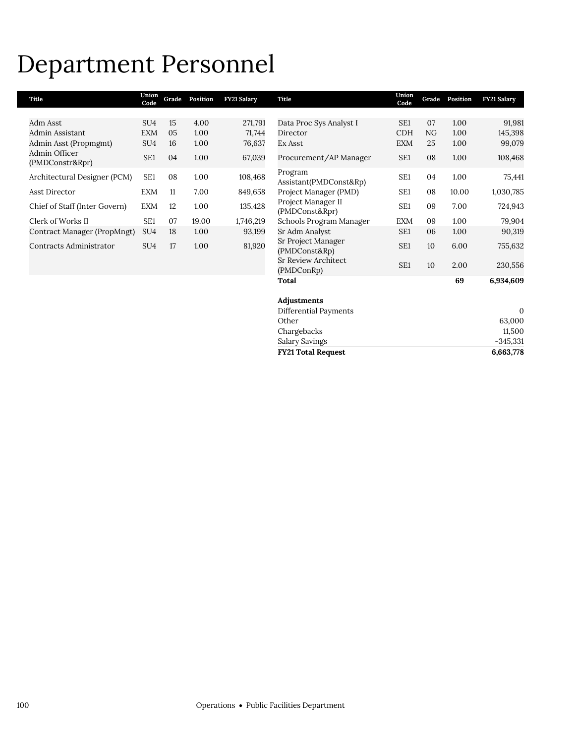# Department Personnel

| Title | Union Code | Grade | Position | FY21 Salary |
|---|---|---|---|---|
| Adm Asst | SU4 | 15 | 4.00 | 271,791 |
| Admin Assistant | EXM | 05 | 1.00 | 71,744 |
| Admin Asst (Propmgmt) | SU4 | 16 | 1.00 | 76,637 |
| Admin Officer (PMDConstr&Rpr) | SE1 | 04 | 1.00 | 67,039 |
| Architectural Designer (PCM) | SE1 | 08 | 1.00 | 108,468 |
| Asst Director | EXM | 11 | 7.00 | 849,658 |
| Chief of Staff (Inter Govern) | EXM | 12 | 1.00 | 135,428 |
| Clerk of Works II | SE1 | 07 | 19.00 | 1,746,219 |
| Contract Manager (PropMngt) | SU4 | 18 | 1.00 | 93,199 |
| Contracts Administrator | SU4 | 17 | 1.00 | 81,920 |
| Data Proc Sys Analyst I | SE1 | 07 | 1.00 | 91,981 |
| Director | CDH | NG | 1.00 | 145,398 |
| Ex Asst | EXM | 25 | 1.00 | 99,079 |
| Procurement/AP Manager | SE1 | 08 | 1.00 | 108,468 |
| Program Assistant(PMDConst&Rp) | SE1 | 04 | 1.00 | 75,441 |
| Project Manager (PMD) | SE1 | 08 | 10.00 | 1,030,785 |
| Project Manager II (PMDConst&Rpr) | SE1 | 09 | 7.00 | 724,943 |
| Schools Program Manager | EXM | 09 | 1.00 | 79,904 |
| Sr Adm Analyst | SE1 | 06 | 1.00 | 90,319 |
| Sr Project Manager (PMDConst&Rp) | SE1 | 10 | 6.00 | 755,632 |
| Sr Review Architect (PMDConRp) | SE1 | 10 | 2.00 | 230,556 |
| **Total** | | | **69** | **6,934,609** |

| **Adjustments** | |
|---|---|
| Differential Payments | 0 |
| Other | 63,000 |
| Chargebacks | 11,500 |
| Salary Savings | -345,331 |
| **FY21 Total Request** | **6,663,778** |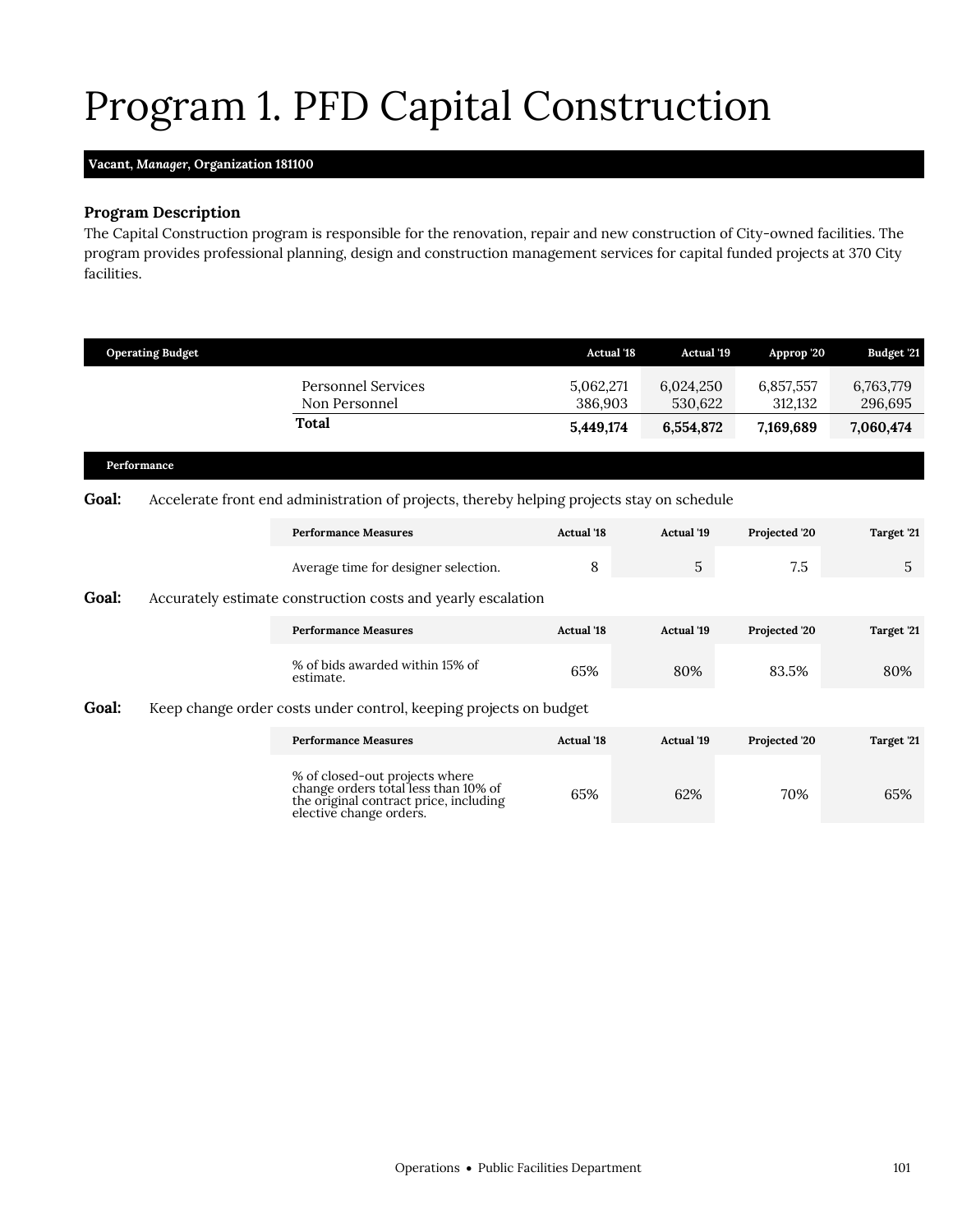# Program 1. PFD Capital Construction

**Vacant, *Manager*, Organization 181100**

### Program Description

The Capital Construction program is responsible for the renovation, repair and new construction of City-owned facilities. The program provides professional planning, design and construction management services for capital funded projects at 370 City facilities.

| Operating Budget | Actual '18 | Actual '19 | Approp '20 | Budget '21 |
|---|---|---|---|---|
| Personnel Services | 5,062,271 | 6,024,250 | 6,857,557 | 6,763,779 |
| Non Personnel | 386,903 | 530,622 | 312,132 | 296,695 |
| **Total** | **5,449,174** | **6,554,872** | **7,169,689** | **7,060,474** |

**Performance**

**Goal:** Accelerate front end administration of projects, thereby helping projects stay on schedule

| Performance Measures | Actual '18 | Actual '19 | Projected '20 | Target '21 |
|---|---|---|---|---|
| Average time for designer selection. | 8 | 5 | 7.5 | 5 |

**Goal:** Accurately estimate construction costs and yearly escalation

| Performance Measures | Actual '18 | Actual '19 | Projected '20 | Target '21 |
|---|---|---|---|---|
| % of bids awarded within 15% of estimate. | 65% | 80% | 83.5% | 80% |

**Goal:** Keep change order costs under control, keeping projects on budget

| Performance Measures | Actual '18 | Actual '19 | Projected '20 | Target '21 |
|---|---|---|---|---|
| % of closed-out projects where change orders total less than 10% of the original contract price, including elective change orders. | 65% | 62% | 70% | 65% |